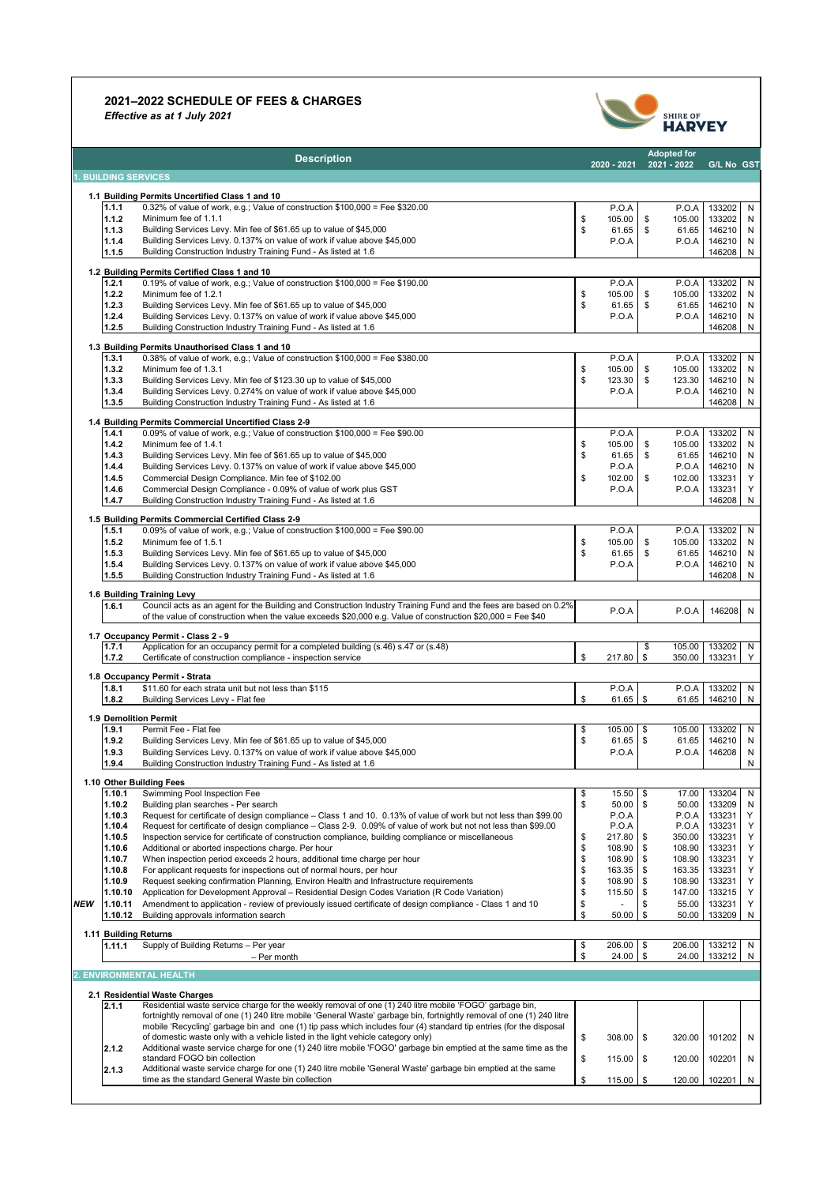# 2021–2022 SCHEDULE OF FEES & CHARGES

*Effective as at 1 July 2021*

SHIRE OF HARVEY

| | | Description | 2020 - 2021 | Adopted for 2021 - 2022 | G/L No | GST |
|---|---|---|---|---|---|---|
| **1. BUILDING SERVICES** | | | | | | |
| | **1.1 Building Permits Uncertified Class 1 and 10** | | | | | |
| | 1.1.1 | 0.32% of value of work, e.g.; Value of construction $100,000 = Fee $320.00 | P.O.A | P.O.A | 133202 | N |
| | 1.1.2 | Minimum fee of 1.1.1 | $ 105.00 | $ 105.00 | 133202 | N |
| | 1.1.3 | Building Services Levy. Min fee of $61.65 up to value of $45,000 | $ 61.65 | $ 61.65 | 146210 | N |
| | 1.1.4 | Building Services Levy. 0.137% on value of work if value above $45,000 | P.O.A | P.O.A | 146210 | N |
| | 1.1.5 | Building Construction Industry Training Fund - As listed at 1.6 | | | 146208 | N |
| | **1.2 Building Permits Certified Class 1 and 10** | | | | | |
| | 1.2.1 | 0.19% of value of work, e.g.; Value of construction $100,000 = Fee $190.00 | P.O.A | P.O.A | 133202 | N |
| | 1.2.2 | Minimum fee of 1.2.1 | $ 105.00 | $ 105.00 | 133202 | N |
| | 1.2.3 | Building Services Levy. Min fee of $61.65 up to value of $45,000 | $ 61.65 | $ 61.65 | 146210 | N |
| | 1.2.4 | Building Services Levy. 0.137% on value of work if value above $45,000 | P.O.A | P.O.A | 146210 | N |
| | 1.2.5 | Building Construction Industry Training Fund - As listed at 1.6 | | | 146208 | N |
| | **1.3 Building Permits Unauthorised Class 1 and 10** | | | | | |
| | 1.3.1 | 0.38% of value of work, e.g.; Value of construction $100,000 = Fee $380.00 | P.O.A | P.O.A | 133202 | N |
| | 1.3.2 | Minimum fee of 1.3.1 | $ 105.00 | $ 105.00 | 133202 | N |
| | 1.3.3 | Building Services Levy. Min fee of $123.30 up to value of $45,000 | $ 123.30 | $ 123.30 | 146210 | N |
| | 1.3.4 | Building Services Levy. 0.274% on value of work if value above $45,000 | P.O.A | P.O.A | 146210 | N |
| | 1.3.5 | Building Construction Industry Training Fund - As listed at 1.6 | | | 146208 | N |
| | **1.4 Building Permits Commercial Uncertified Class 2-9** | | | | | |
| | 1.4.1 | 0.09% of value of work, e.g.; Value of construction $100,000 = Fee $90.00 | P.O.A | P.O.A | 133202 | N |
| | 1.4.2 | Minimum fee of 1.4.1 | $ 105.00 | $ 105.00 | 133202 | N |
| | 1.4.3 | Building Services Levy. Min fee of $61.65 up to value of $45,000 | $ 61.65 | $ 61.65 | 146210 | N |
| | 1.4.4 | Building Services Levy. 0.137% on value of work if value above $45,000 | P.O.A | P.O.A | 146210 | N |
| | 1.4.5 | Commercial Design Compliance. Min fee of $102.00 | $ 102.00 | $ 102.00 | 133231 | Y |
| | 1.4.6 | Commercial Design Compliance - 0.09% of value of work plus GST | P.O.A | P.O.A | 133231 | Y |
| | 1.4.7 | Building Construction Industry Training Fund - As listed at 1.6 | | | 146208 | N |
| | **1.5 Building Permits Commercial Certified Class 2-9** | | | | | |
| | 1.5.1 | 0.09% of value of work, e.g.; Value of construction $100,000 = Fee $90.00 | P.O.A | P.O.A | 133202 | N |
| | 1.5.2 | Minimum fee of 1.5.1 | $ 105.00 | $ 105.00 | 133202 | N |
| | 1.5.3 | Building Services Levy. Min fee of $61.65 up to value of $45,000 | $ 61.65 | $ 61.65 | 146210 | N |
| | 1.5.4 | Building Services Levy. 0.137% on value of work if value above $45,000 | P.O.A | P.O.A | 146210 | N |
| | 1.5.5 | Building Construction Industry Training Fund - As listed at 1.6 | | | 146208 | N |
| | **1.6 Building Training Levy** | | | | | |
| | 1.6.1 | Council acts as an agent for the Building and Construction Industry Training Fund and the fees are based on 0.2% of the value of construction when the value exceeds $20,000 e.g. Value of construction $20,000 = Fee $40 | P.O.A | P.O.A | 146208 | N |
| | **1.7 Occupancy Permit - Class 2 - 9** | | | | | |
| | 1.7.1 | Application for an occupancy permit for a completed building (s.46) s.47 or (s.48) | | $ 105.00 | 133202 | N |
| | 1.7.2 | Certificate of construction compliance - inspection service | $ 217.80 | $ 350.00 | 133231 | Y |
| | **1.8 Occupancy Permit - Strata** | | | | | |
| | 1.8.1 | $11.60 for each strata unit but not less than $115 | P.O.A | P.O.A | 133202 | N |
| | 1.8.2 | Building Services Levy - Flat fee | $ 61.65 | $ 61.65 | 146210 | N |
| | **1.9 Demolition Permit** | | | | | |
| | 1.9.1 | Permit Fee - Flat fee | $ 105.00 | $ 105.00 | 133202 | N |
| | 1.9.2 | Building Services Levy. Min fee of $61.65 up to value of $45,000 | $ 61.65 | $ 61.65 | 146210 | N |
| | 1.9.3 | Building Services Levy. 0.137% on value of work if value above $45,000 | P.O.A | P.O.A | 146208 | N |
| | 1.9.4 | Building Construction Industry Training Fund - As listed at 1.6 | | | | N |
| | **1.10 Other Building Fees** | | | | | |
| | 1.10.1 | Swimming Pool Inspection Fee | $ 15.50 | $ 17.00 | 133204 | N |
| | 1.10.2 | Building plan searches - Per search | $ 50.00 | $ 50.00 | 133209 | N |
| | 1.10.3 | Request for certificate of design compliance – Class 1 and 10. 0.13% of value of work but not less than $99.00 | P.O.A | P.O.A | 133231 | Y |
| | 1.10.4 | Request for certificate of design compliance – Class 2-9. 0.09% of value of work but not less than $99.00 | P.O.A | P.O.A | 133231 | Y |
| | 1.10.5 | Inspection service for certificate of construction compliance, building compliance or miscellaneous | $ 217.80 | $ 350.00 | 133231 | Y |
| | 1.10.6 | Additional or aborted inspections charge. Per hour | $ 108.90 | $ 108.90 | 133231 | Y |
| | 1.10.7 | When inspection period exceeds 2 hours, additional time charge per hour | $ 108.90 | $ 108.90 | 133231 | Y |
| | 1.10.8 | For applicant requests for inspections out of normal hours, per hour | $ 163.35 | $ 163.35 | 133231 | Y |
| | 1.10.9 | Request seeking confirmation Planning, Environ Health and Infrastructure requirements | $ 108.90 | $ 108.90 | 133231 | Y |
| | 1.10.10 | Application for Development Approval – Residential Design Codes Variation (R Code Variation) | $ 115.50 | $ 147.00 | 133215 | Y |
| ***NEW*** | 1.10.11 | Amendment to application - review of previously issued certificate of design compliance - Class 1 and 10 | $ - | $ 55.00 | 133231 | Y |
| | 1.10.12 | Building approvals information search | $ 50.00 | $ 50.00 | 133209 | N |
| | **1.11 Building Returns** | | | | | |
| | 1.11.1 | Supply of Building Returns – Per year | $ 206.00 | $ 206.00 | 133212 | N |
| | | – Per month | $ 24.00 | $ 24.00 | 133212 | N |
| **2. ENVIRONMENTAL HEALTH** | | | | | | |
| | **2.1 Residential Waste Charges** | | | | | |
| | 2.1.1 | Residential waste service charge for the weekly removal of one (1) 240 litre mobile 'FOGO' garbage bin, fortnightly removal of one (1) 240 litre mobile 'General Waste' garbage bin, fortnightly removal of one (1) 240 litre mobile 'Recycling' garbage bin and one (1) tip pass which includes four (4) standard tip entries (for the disposal of domestic waste only with a vehicle listed in the light vehicle category only) | $ 308.00 | $ 320.00 | 101202 | N |
| | 2.1.2 | Additional waste service charge for one (1) 240 litre mobile 'FOGO' garbage bin emptied at the same time as the standard FOGO bin collection | $ 115.00 | $ 120.00 | 102201 | N |
| | 2.1.3 | Additional waste service charge for one (1) 240 litre mobile 'General Waste' garbage bin emptied at the same time as the standard General Waste bin collection | $ 115.00 | $ 120.00 | 102201 | N |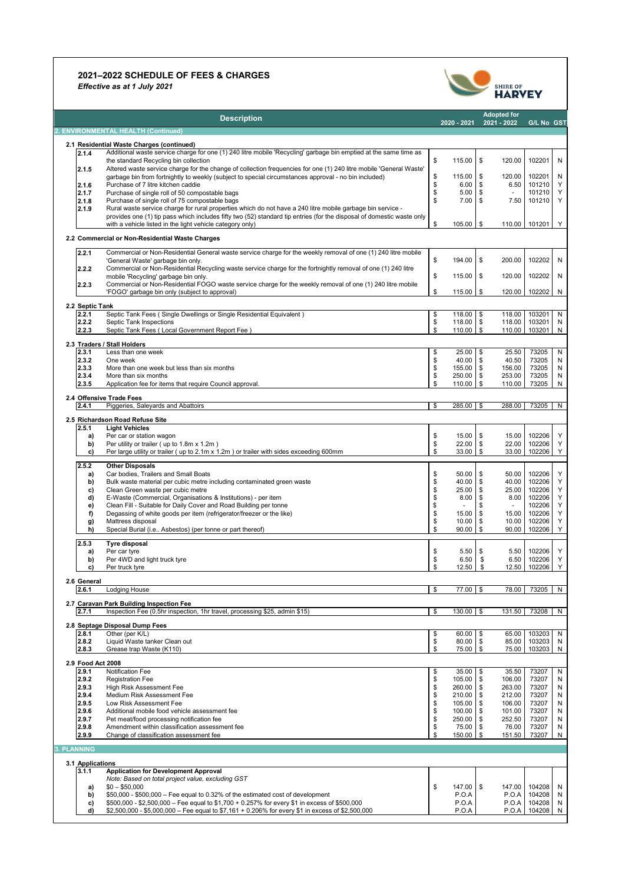## 2021–2022 SCHEDULE OF FEES & CHARGES

*Effective as at 1 July 2021*

| | Description | 2020 - 2021 | Adopted for 2021 - 2022 | G/L No | GST |
|---|---|---|---|---|---|
| **2. ENVIRONMENTAL HEALTH (Continued)** | | | | | |
| **2.1 Residential Waste Charges (continued)** | | | | | |
| 2.1.4 | Additional waste service charge for one (1) 240 litre mobile 'Recycling' garbage bin emptied at the same time as the standard Recycling bin collection | $ 115.00 | $ 120.00 | 102201 | N |
| 2.1.5 | Altered waste service charge for the change of collection frequencies for one (1) 240 litre mobile 'General Waste' garbage bin from fortnightly to weekly (subject to special circumstances approval - no bin included) | $ 115.00 | $ 120.00 | 102201 | N |
| 2.1.6 | Purchase of 7 litre kitchen caddie | $ 6.00 | $ 6.50 | 101210 | Y |
| 2.1.7 | Purchase of single roll of 50 compostable bags | $ 5.00 | $ - | 101210 | Y |
| 2.1.8 | Purchase of single roll of 75 compostable bags | $ 7.00 | $ 7.50 | 101210 | Y |
| 2.1.9 | Rural waste service charge for rural properties which do not have a 240 litre mobile garbage bin service - provides one (1) tip pass which includes fifty two (52) standard tip entries (for the disposal of domestic waste only with a vehicle listed in the light vehicle category only) | $ 105.00 | $ 110.00 | 101201 | Y |
| **2.2 Commercial or Non-Residential Waste Charges** | | | | | |
| 2.2.1 | Commercial or Non-Residential General waste service charge for the weekly removal of one (1) 240 litre mobile 'General Waste' garbage bin only. | $ 194.00 | $ 200.00 | 102202 | N |
| 2.2.2 | Commercial or Non-Residential Recycling waste service charge for the fortnightly removal of one (1) 240 litre mobile 'Recycling' garbage bin only. | $ 115.00 | $ 120.00 | 102202 | N |
| 2.2.3 | Commercial or Non-Residential FOGO waste service charge for the weekly removal of one (1) 240 litre mobile 'FOGO' garbage bin only (subject to approval) | $ 115.00 | $ 120.00 | 102202 | N |
| **2.2 Septic Tank** | | | | | |
| 2.2.1 | Septic Tank Fees ( Single Dwellings or Single Residential Equivalent ) | $ 118.00 | $ 118.00 | 103201 | N |
| 2.2.2 | Septic Tank Inspections | $ 118.00 | $ 118.00 | 103201 | N |
| 2.2.3 | Septic Tank Fees ( Local Government Report Fee ) | $ 110.00 | $ 110.00 | 103201 | N |
| **2.3 Traders / Stall Holders** | | | | | |
| 2.3.1 | Less than one week | $ 25.00 | $ 25.50 | 73205 | N |
| 2.3.2 | One week | $ 40.00 | $ 40.50 | 73205 | N |
| 2.3.3 | More than one week but less than six months | $ 155.00 | $ 156.00 | 73205 | N |
| 2.3.4 | More than six months | $ 250.00 | $ 253.00 | 73205 | N |
| 2.3.5 | Application fee for items that require Council approval. | $ 110.00 | $ 110.00 | 73205 | N |
| **2.4 Offensive Trade Fees** | | | | | |
| 2.4.1 | Piggeries, Saleyards and Abattoirs | $ 285.00 | $ 288.00 | 73205 | N |
| **2.5 Richardson Road Refuse Site** | | | | | |
| 2.5.1 | **Light Vehicles** | | | | |
| a) | Per car or station wagon | $ 15.00 | $ 15.00 | 102206 | Y |
| b) | Per utility or trailer ( up to 1.8m x 1.2m ) | $ 22.00 | $ 22.00 | 102206 | Y |
| c) | Per large utility or trailer ( up to 2.1m x 1.2m ) or trailer with sides exceeding 600mm | $ 33.00 | $ 33.00 | 102206 | Y |
| 2.5.2 | **Other Disposals** | | | | |
| a) | Car bodies, Trailers and Small Boats | $ 50.00 | $ 50.00 | 102206 | Y |
| b) | Bulk waste material per cubic metre including contaminated green waste | $ 40.00 | $ 40.00 | 102206 | Y |
| c) | Clean Green waste per cubic metre | $ 25.00 | $ 25.00 | 102206 | Y |
| d) | E-Waste (Commercial, Organisations & Institutions) - per item | $ 8.00 | $ 8.00 | 102206 | Y |
| e) | Clean Fill - Suitable for Daily Cover and Road Building per tonne | $ - | $ - | 102206 | Y |
| f) | Degassing of white goods per item (refrigerator/freezer or the like) | $ 15.00 | $ 15.00 | 102206 | Y |
| g) | Mattress disposal | $ 10.00 | $ 10.00 | 102206 | Y |
| h) | Special Burial (i.e.. Asbestos) (per tonne or part thereof) | $ 90.00 | $ 90.00 | 102206 | Y |
| 2.5.3 | **Tyre disposal** | | | | |
| a) | Per car tyre | $ 5.50 | $ 5.50 | 102206 | Y |
| b) | Per 4WD and light truck tyre | $ 6.50 | $ 6.50 | 102206 | Y |
| c) | Per truck tyre | $ 12.50 | $ 12.50 | 102206 | Y |
| **2.6 General** | | | | | |
| 2.6.1 | Lodging House | $ 77.00 | $ 78.00 | 73205 | N |
| **2.7 Caravan Park Building Inspection Fee** | | | | | |
| 2.7.1 | Inspection Fee (0.5hr inspection, 1hr travel, processing $25, admin $15) | $ 130.00 | $ 131.50 | 73208 | N |
| **2.8 Septage Disposal Dump Fees** | | | | | |
| 2.8.1 | Other (per K/L) | $ 60.00 | $ 65.00 | 103203 | N |
| 2.8.2 | Liquid Waste tanker Clean out | $ 80.00 | $ 85.00 | 103203 | N |
| 2.8.3 | Grease trap Waste (K110) | $ 75.00 | $ 75.00 | 103203 | N |
| **2.9 Food Act 2008** | | | | | |
| 2.9.1 | Notification Fee | $ 35.00 | $ 35.50 | 73207 | N |
| 2.9.2 | Registration Fee | $ 105.00 | $ 106.00 | 73207 | N |
| 2.9.3 | High Risk Assessment Fee | $ 260.00 | $ 263.00 | 73207 | N |
| 2.9.4 | Medium Risk Assessment Fee | $ 210.00 | $ 212.00 | 73207 | N |
| 2.9.5 | Low Risk Assessment Fee | $ 105.00 | $ 106.00 | 73207 | N |
| 2.9.6 | Additional mobile food vehicle assessment fee | $ 100.00 | $ 101.00 | 73207 | N |
| 2.9.7 | Pet meat/food processing notification fee | $ 250.00 | $ 252.50 | 73207 | N |
| 2.9.8 | Amendment within classification assessment fee | $ 75.00 | $ 76.00 | 73207 | N |
| 2.9.9 | Change of classification assessment fee | $ 150.00 | $ 151.50 | 73207 | N |
| **3. PLANNING** | | | | | |
| **3.1 Applications** | | | | | |
| 3.1.1 | **Application for Development Approval** *Note: Based on total project value, excluding GST* | | | | |
| a) | $0 – $50,000 | $ 147.00 | $ 147.00 | 104208 | N |
| b) | $50,000 - $500,000 – Fee equal to 0.32% of the estimated cost of development | P.O.A | P.O.A | 104208 | N |
| c) | $500,000 - $2,500,000 – Fee equal to $1,700 + 0.257% for every $1 in excess of $500,000 | P.O.A | P.O.A | 104208 | N |
| d) | $2,500,000 - $5,000,000 – Fee equal to $7,161 + 0.206% for every $1 in excess of $2,500,000 | P.O.A | P.O.A | 104208 | N |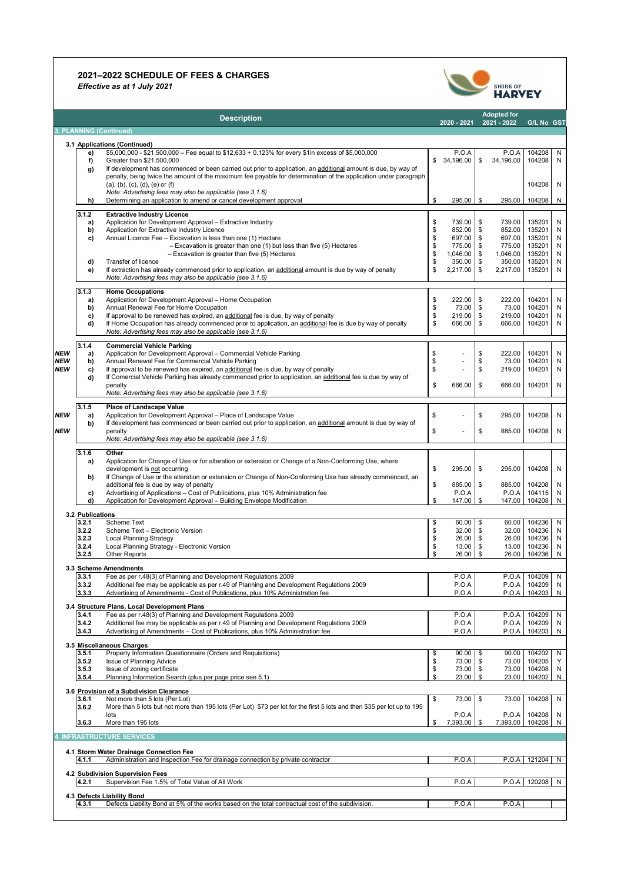# 2021–2022 SCHEDULE OF FEES & CHARGES

*Effective as at 1 July 2021*

| | | Description | 2020 - 2021 | Adopted for 2021 - 2022 | G/L No | GST |
|---|---|---|---|---|---|---|
| **3. PLANNING (Continued)** | | | | | | |
| | **3.1 Applications (Continued)** | | | | | |
| | e) | $5,000,000 - $21,500,000 – Fee equal to $12,633 + 0.123% for every $1in excess of $5,000,000 | P.O.A | P.O.A | 104208 | N |
| | f) | Greater than $21,500,000 | $ 34,196.00 | $ 34,196.00 | 104208 | N |
| | g) | If development has commenced or been carried out prior to application, an additional amount is due, by way of penalty, being twice the amount of the maximum fee payable for determination of the application under paragraph (a), (b), (c), (d), (e) or (f)<br>*Note: Advertising fees may also be applicable (see 3.1.6)* | | | 104208 | N |
| | h) | Determining an application to amend or cancel development approval | $ 295.00 | $ 295.00 | 104208 | N |
| | **3.1.2** | **Extractive Industry Licence** | | | | |
| | a) | Application for Development Approval – Extractive Industry | $ 739.00 | $ 739.00 | 135201 | N |
| | b) | Application for Extractive Industry Licence | $ 852.00 | $ 852.00 | 135201 | N |
| | c) | Annual Licence Fee – Excavation is less than one (1) Hectare | $ 697.00 | $ 697.00 | 135201 | N |
| | | – Excavation is greater than one (1) but less than five (5) Hectares | $ 775.00 | $ 775.00 | 135201 | N |
| | | – Excavation is greater than five (5) Hectares | $ 1,046.00 | $ 1,046.00 | 135201 | N |
| | d) | Transfer of licence | $ 350.00 | $ 350.00 | 135201 | N |
| | e) | If extraction has already commenced prior to application, an additional amount is due by way of penalty<br>*Note: Advertising fees may also be applicable (see 3.1.6)* | $ 2,217.00 | $ 2,217.00 | 135201 | N |
| | **3.1.3** | **Home Occupations** | | | | |
| | a) | Application for Development Approval – Home Occupation | $ 222.00 | $ 222.00 | 104201 | N |
| | b) | Annual Renewal Fee for Home Occupation | $ 73.00 | $ 73.00 | 104201 | N |
| | c) | If approval to be renewed has expired, an additional fee is due, by way of penalty | $ 219.00 | $ 219.00 | 104201 | N |
| | d) | If Home Occupation has already commenced prior to application, an additional fee is due by way of penalty<br>*Note: Advertising fees may also be applicable (see 3.1.6)* | $ 666.00 | $ 666.00 | 104201 | N |
| | **3.1.4** | **Commercial Vehicle Parking** | | | | |
| *NEW* | a) | Application for Development Approval – Commercial Vehicle Parking | $ - | $ 222.00 | 104201 | N |
| *NEW* | b) | Annual Renewal Fee for Commercial Vehicle Parking | $ - | $ 73.00 | 104201 | N |
| *NEW* | c) | If approval to be renewed has expired, an additional fee is due, by way of penalty | $ - | $ 219.00 | 104201 | N |
| | d) | If Comercial Vehicle Parking has already commenced prior to application, an additional fee is due by way of penalty<br>*Note: Advertising fees may also be applicable (see 3.1.6)* | $ 666.00 | $ 666.00 | 104201 | N |
| | **3.1.5** | **Place of Landscape Value** | | | | |
| *NEW* | a) | Application for Development Approval – Place of Landscape Value | $ - | $ 295.00 | 104208 | N |
| *NEW* | b) | If development has commenced or been carried out prior to application, an additional amount is due by way of penalty<br>*Note: Advertising fees may also be applicable (see 3.1.6)* | $ - | $ 885.00 | 104208 | N |
| | **3.1.6** | **Other** | | | | |
| | a) | Application for Change of Use or for alteration or extension or Change of a Non-Conforming Use, where development is not occurring | $ 295.00 | $ 295.00 | 104208 | N |
| | b) | If Change of Use or the alteration or extension or Change of Non-Conforming Use has already commenced, an additional fee is due by way of penalty | $ 885.00 | $ 885.00 | 104208 | N |
| | c) | Advertising of Applications – Cost of Publications, plus 10% Administration fee | P.O.A | P.O.A | 104115 | N |
| | d) | Application for Development Approval – Building Envelope Modification | $ 147.00 | $ 147.00 | 104208 | N |
| | **3.2 Publications** | | | | | |
| | 3.2.1 | Scheme Text | $ 60.00 | $ 60.00 | 104236 | N |
| | 3.2.2 | Scheme Text – Electronic Version | $ 32.00 | $ 32.00 | 104236 | N |
| | 3.2.3 | Local Planning Strategy | $ 26.00 | $ 26.00 | 104236 | N |
| | 3.2.4 | Local Planning Strategy - Electronic Version | $ 13.00 | $ 13.00 | 104236 | N |
| | 3.2.5 | Other Reports | $ 26.00 | $ 26.00 | 104236 | N |
| | **3.3 Scheme Amendments** | | | | | |
| | 3.3.1 | Fee as per r.48(3) of Planning and Development Regulations 2009 | P.O.A | P.O.A | 104209 | N |
| | 3.3.2 | Additional fee may be applicable as per r.49 of Planning and Development Regulations 2009 | P.O.A | P.O.A | 104209 | N |
| | 3.3.3 | Advertising of Amendments - Cost of Publications, plus 10% Administration fee | P.O.A | P.O.A | 104203 | N |
| | **3.4 Structure Plans, Local Development Plans** | | | | | |
| | 3.4.1 | Fee as per r.48(3) of Planning and Development Regulations 2009 | P.O.A | P.O.A | 104209 | N |
| | 3.4.2 | Additional fee may be applicable as per r.49 of Planning and Development Regulations 2009 | P.O.A | P.O.A | 104209 | N |
| | 3.4.3 | Advertising of Amendments – Cost of Publications, plus 10% Administration fee | P.O.A | P.O.A | 104203 | N |
| | **3.5 Miscellaneous Charges** | | | | | |
| | 3.5.1 | Property Information Questionnaire (Orders and Requisitions) | $ 90.00 | $ 90.00 | 104202 | N |
| | 3.5.2 | Issue of Planning Advice | $ 73.00 | $ 73.00 | 104205 | Y |
| | 3.5.3 | Issue of zoning certificate | $ 73.00 | $ 73.00 | 104208 | N |
| | 3.5.4 | Planning Information Search (plus per page price see 5.1) | $ 23.00 | $ 23.00 | 104202 | N |
| | **3.6 Provision of a Subdivision Clearance** | | | | | |
| | 3.6.1 | Not more than 5 lots (Per Lot) | $ 73.00 | $ 73.00 | 104208 | N |
| | 3.6.2 | More than 5 lots but not more than 195 lots (Per Lot) $73 per lot for the first 5 lots and then $35 per lot up to 195 lots | P.O.A | P.O.A | 104208 | N |
| | 3.6.3 | More than 195 lots | $ 7,393.00 | $ 7,393.00 | 104208 | N |
| **4. INFRASTRUCTURE SERVICES** | | | | | | |
| | **4.1 Storm Water Drainage Connection Fee** | | | | | |
| | 4.1.1 | Administration and Inspection Fee for drainage connection by private contractor | P.O.A | P.O.A | 121204 | N |
| | **4.2 Subdivision Supervision Fees** | | | | | |
| | 4.2.1 | Supervision Fee 1.5% of Total Value of All Work | P.O.A | P.O.A | 120208 | N |
| | **4.3 Defects Liability Bond** | | | | | |
| | 4.3.1 | Defects Liability Bond at 5% of the works based on the total contractual cost of the subdivision. | P.O.A | P.O.A | | |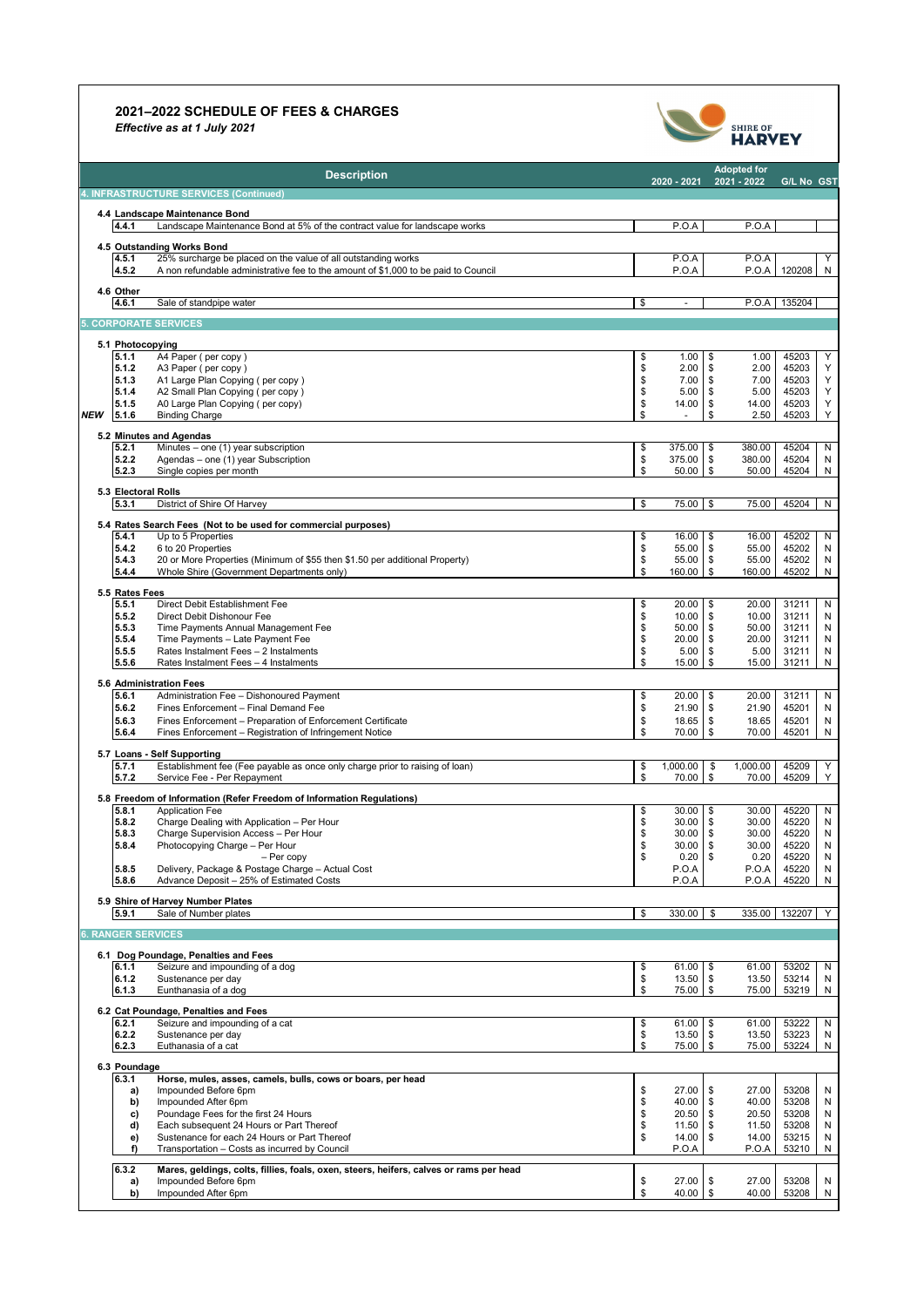## 2021–2022 SCHEDULE OF FEES & CHARGES

*Effective as at 1 July 2021*

| | | Description | 2020 - 2021 | Adopted for 2021 - 2022 | G/L No | GST |
|---|---|---|---|---|---|---|
| | **4. INFRASTRUCTURE SERVICES (Continued)** | | | | | |
| | **4.4 Landscape Maintenance Bond** | | | | | |
| | 4.4.1 | Landscape Maintenance Bond at 5% of the contract value for landscape works | P.O.A | P.O.A | | |
| | **4.5 Outstanding Works Bond** | | | | | |
| | 4.5.1 | 25% surcharge be placed on the value of all outstanding works | P.O.A | P.O.A | | Y |
| | 4.5.2 | A non refundable administrative fee to the amount of $1,000 to be paid to Council | P.O.A | P.O.A | 120208 | N |
| | **4.6 Other** | | | | | |
| | 4.6.1 | Sale of standpipe water | $ - | P.O.A | 135204 | |
| | **5. CORPORATE SERVICES** | | | | | |
| | **5.1 Photocopying** | | | | | |
| | 5.1.1 | A4 Paper ( per copy ) | $ 1.00 | $ 1.00 | 45203 | Y |
| | 5.1.2 | A3 Paper ( per copy ) | $ 2.00 | $ 2.00 | 45203 | Y |
| | 5.1.3 | A1 Large Plan Copying ( per copy ) | $ 7.00 | $ 7.00 | 45203 | Y |
| | 5.1.4 | A2 Small Plan Copying ( per copy ) | $ 5.00 | $ 5.00 | 45203 | Y |
| | 5.1.5 | A0 Large Plan Copying ( per copy) | $ 14.00 | $ 14.00 | 45203 | Y |
| ***NEW*** | 5.1.6 | Binding Charge | $ - | $ 2.50 | 45203 | Y |
| | **5.2 Minutes and Agendas** | | | | | |
| | 5.2.1 | Minutes – one (1) year subscription | $ 375.00 | $ 380.00 | 45204 | N |
| | 5.2.2 | Agendas – one (1) year Subscription | $ 375.00 | $ 380.00 | 45204 | N |
| | 5.2.3 | Single copies per month | $ 50.00 | $ 50.00 | 45204 | N |
| | **5.3 Electoral Rolls** | | | | | |
| | 5.3.1 | District of Shire Of Harvey | $ 75.00 | $ 75.00 | 45204 | N |
| | **5.4 Rates Search Fees (Not to be used for commercial purposes)** | | | | | |
| | 5.4.1 | Up to 5 Properties | $ 16.00 | $ 16.00 | 45202 | N |
| | 5.4.2 | 6 to 20 Properties | $ 55.00 | $ 55.00 | 45202 | N |
| | 5.4.3 | 20 or More Properties (Minimum of $55 then $1.50 per additional Property) | $ 55.00 | $ 55.00 | 45202 | N |
| | 5.4.4 | Whole Shire (Government Departments only) | $ 160.00 | $ 160.00 | 45202 | N |
| | **5.5 Rates Fees** | | | | | |
| | 5.5.1 | Direct Debit Establishment Fee | $ 20.00 | $ 20.00 | 31211 | N |
| | 5.5.2 | Direct Debit Dishonour Fee | $ 10.00 | $ 10.00 | 31211 | N |
| | 5.5.3 | Time Payments Annual Management Fee | $ 50.00 | $ 50.00 | 31211 | N |
| | 5.5.4 | Time Payments – Late Payment Fee | $ 20.00 | $ 20.00 | 31211 | N |
| | 5.5.5 | Rates Instalment Fees – 2 Instalments | $ 5.00 | $ 5.00 | 31211 | N |
| | 5.5.6 | Rates Instalment Fees – 4 Instalments | $ 15.00 | $ 15.00 | 31211 | N |
| | **5.6 Administration Fees** | | | | | |
| | 5.6.1 | Administration Fee – Dishonoured Payment | $ 20.00 | $ 20.00 | 31211 | N |
| | 5.6.2 | Fines Enforcement – Final Demand Fee | $ 21.90 | $ 21.90 | 45201 | N |
| | 5.6.3 | Fines Enforcement – Preparation of Enforcement Certificate | $ 18.65 | $ 18.65 | 45201 | N |
| | 5.6.4 | Fines Enforcement – Registration of Infringement Notice | $ 70.00 | $ 70.00 | 45201 | N |
| | **5.7 Loans - Self Supporting** | | | | | |
| | 5.7.1 | Establishment fee (Fee payable as once only charge prior to raising of loan) | $ 1,000.00 | $ 1,000.00 | 45209 | Y |
| | 5.7.2 | Service Fee - Per Repayment | $ 70.00 | $ 70.00 | 45209 | Y |
| | **5.8 Freedom of Information (Refer Freedom of Information Regulations)** | | | | | |
| | 5.8.1 | Application Fee | $ 30.00 | $ 30.00 | 45220 | N |
| | 5.8.2 | Charge Dealing with Application – Per Hour | $ 30.00 | $ 30.00 | 45220 | N |
| | 5.8.3 | Charge Supervision Access – Per Hour | $ 30.00 | $ 30.00 | 45220 | N |
| | 5.8.4 | Photocopying Charge – Per Hour | $ 30.00 | $ 30.00 | 45220 | N |
| | | – Per copy | $ 0.20 | $ 0.20 | 45220 | N |
| | 5.8.5 | Delivery, Package & Postage Charge – Actual Cost | P.O.A | P.O.A | 45220 | N |
| | 5.8.6 | Advance Deposit – 25% of Estimated Costs | P.O.A | P.O.A | 45220 | N |
| | **5.9 Shire of Harvey Number Plates** | | | | | |
| | 5.9.1 | Sale of Number plates | $ 330.00 | $ 335.00 | 132207 | Y |
| | **6. RANGER SERVICES** | | | | | |
| | **6.1 Dog Poundage, Penalties and Fees** | | | | | |
| | 6.1.1 | Seizure and impounding of a dog | $ 61.00 | $ 61.00 | 53202 | N |
| | 6.1.2 | Sustenance per day | $ 13.50 | $ 13.50 | 53214 | N |
| | 6.1.3 | Eunthanasia of a dog | $ 75.00 | $ 75.00 | 53219 | N |
| | **6.2 Cat Poundage, Penalties and Fees** | | | | | |
| | 6.2.1 | Seizure and impounding of a cat | $ 61.00 | $ 61.00 | 53222 | N |
| | 6.2.2 | Sustenance per day | $ 13.50 | $ 13.50 | 53223 | N |
| | 6.2.3 | Euthanasia of a cat | $ 75.00 | $ 75.00 | 53224 | N |
| | **6.3 Poundage** | | | | | |
| | 6.3.1 | **Horse, mules, asses, camels, bulls, cows or boars, per head** | | | | |
| | a) | Impounded Before 6pm | $ 27.00 | $ 27.00 | 53208 | N |
| | b) | Impounded After 6pm | $ 40.00 | $ 40.00 | 53208 | N |
| | c) | Poundage Fees for the first 24 Hours | $ 20.50 | $ 20.50 | 53208 | N |
| | d) | Each subsequent 24 Hours or Part Thereof | $ 11.50 | $ 11.50 | 53208 | N |
| | e) | Sustenance for each 24 Hours or Part Thereof | $ 14.00 | $ 14.00 | 53215 | N |
| | f) | Transportation – Costs as incurred by Council | P.O.A | P.O.A | 53210 | N |
| | 6.3.2 | **Mares, geldings, colts, fillies, foals, oxen, steers, heifers, calves or rams per head** | | | | |
| | a) | Impounded Before 6pm | $ 27.00 | $ 27.00 | 53208 | N |
| | b) | Impounded After 6pm | $ 40.00 | $ 40.00 | 53208 | N |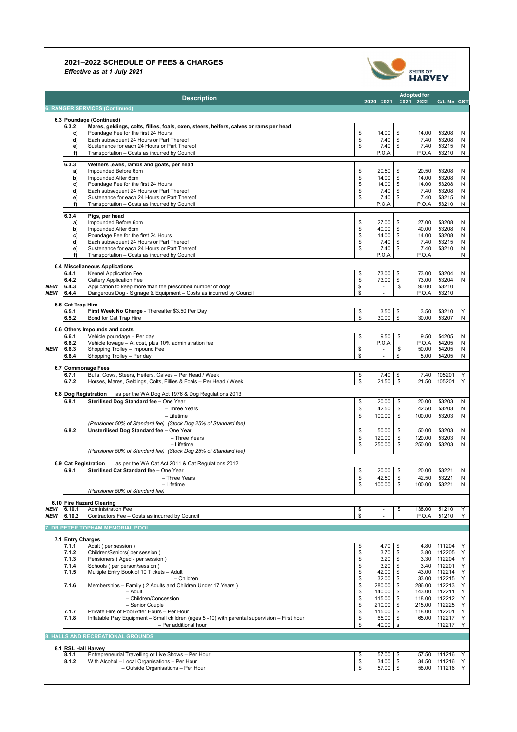# 2021–2022 SCHEDULE OF FEES & CHARGES

*Effective as at 1 July 2021*

| | | Description | 2020 - 2021 | Adopted for 2021 - 2022 | G/L No | GST |
|---|---|---|---|---|---|---|
| | | **6. RANGER SERVICES (Continued)** | | | | |
| | | **6.3 Poundage (Continued)** | | | | |
| | **6.3.2** | **Mares, geldings, colts, fillies, foals, oxen, steers, heifers, calves or rams per head** | | | | |
| | **c)** | Poundage Fee for the first 24 Hours | $ 14.00 | $ 14.00 | 53208 | N |
| | **d)** | Each subsequent 24 Hours or Part Thereof | $ 7.40 | $ 7.40 | 53208 | N |
| | **e)** | Sustenance for each 24 Hours or Part Thereof | $ 7.40 | $ 7.40 | 53215 | N |
| | **f)** | Transportation – Costs as incurred by Council | P.O.A | P.O.A | 53210 | N |
| | **6.3.3** | **Wethers ,ewes, lambs and goats, per head** | | | | |
| | **a)** | Impounded Before 6pm | $ 20.50 | $ 20.50 | 53208 | N |
| | **b)** | Impounded After 6pm | $ 14.00 | $ 14.00 | 53208 | N |
| | **c)** | Poundage Fee for the first 24 Hours | $ 14.00 | $ 14.00 | 53208 | N |
| | **d)** | Each subsequent 24 Hours or Part Thereof | $ 7.40 | $ 7.40 | 53208 | N |
| | **e)** | Sustenance for each 24 Hours or Part Thereof | $ 7.40 | $ 7.40 | 53215 | N |
| | **f)** | Transportation – Costs as incurred by Council | P.O.A | P.O.A | 53210 | N |
| | **6.3.4** | **Pigs, per head** | | | | |
| | **a)** | Impounded Before 6pm | $ 27.00 | $ 27.00 | 53208 | N |
| | **b)** | Impounded After 6pm | $ 40.00 | $ 40.00 | 53208 | N |
| | **c)** | Poundage Fee for the first 24 Hours | $ 14.00 | $ 14.00 | 53208 | N |
| | **d)** | Each subsequent 24 Hours or Part Thereof | $ 7.40 | $ 7.40 | 53215 | N |
| | **e)** | Sustenance for each 24 Hours or Part Thereof | $ 7.40 | $ 7.40 | 53210 | N |
| | **f)** | Transportation – Costs as incurred by Council | P.O.A | P.O.A | | N |
| | | **6.4 Miscellaneous Applications** | | | | |
| | 6.4.1 | Kennel Application Fee | $ 73.00 | $ 73.00 | 53204 | N |
| | 6.4.2 | Cattery Application Fee | $ 73.00 | $ 73.00 | 53204 | N |
| ***NEW*** | 6.4.3 | Application to keep more than the prescribed number of dogs | $ - | $ 90.00 | 53210 | |
| ***NEW*** | 6.4.4 | Dangerous Dog - Signage & Equipment – Costs as incurred by Council | $ - | P.O.A | 53210 | |
| | | **6.5 Cat Trap Hire** | | | | |
| | 6.5.1 | **First Week No Charge** - Thereafter $3.50 Per Day | $ 3.50 | $ 3.50 | 53210 | Y |
| | 6.5.2 | Bond for Cat Trap Hire | $ 30.00 | $ 30.00 | 53207 | N |
| | | **6.6 Others Impounds and costs** | | | | |
| | 6.6.1 | Vehicle poundage – Per day | $ 9.50 | $ 9.50 | 54205 | N |
| | 6.6.2 | Vehicle towage – At cost, plus 10% administration fee | P.O.A | P.O.A | 54205 | N |
| ***NEW*** | 6.6.3 | Shopping Trolley – Impound Fee | $ - | $ 50.00 | 54205 | N |
| | 6.6.4 | Shopping Trolley – Per day | $ - | $ 5.00 | 54205 | N |
| | | **6.7 Commonage Fees** | | | | |
| | 6.7.1 | Bulls, Cows, Steers, Heifers, Calves – Per Head / Week | $ 7.40 | $ 7.40 | 105201 | Y |
| | 6.7.2 | Horses, Mares, Geldings, Colts, Fillies & Foals – Per Head / Week | $ 21.50 | $ 21.50 | 105201 | Y |
| | | **6.8 Dog Registration** as per the WA Dog Act 1976 & Dog Regulations 2013 | | | | |
| | **6.8.1** | **Sterilised Dog Standard fee –** One Year | $ 20.00 | $ 20.00 | 53203 | N |
| | | – Three Years | $ 42.50 | $ 42.50 | 53203 | N |
| | | – Lifetime | $ 100.00 | $ 100.00 | 53203 | N |
| | | *(Pensioner 50% of Standard fee) (Stock Dog 25% of Standard fee)* | | | | |
| | **6.8.2** | **Unsterilised Dog Standard fee –** One Year | $ 50.00 | $ 50.00 | 53203 | N |
| | | – Three Years | $ 120.00 | $ 120.00 | 53203 | N |
| | | – Lifetime | $ 250.00 | $ 250.00 | 53203 | N |
| | | *(Pensioner 50% of Standard fee) (Stock Dog 25% of Standard fee)* | | | | |
| | | **6.9 Cat Registration** as per the WA Cat Act 2011 & Cat Regulations 2012 | | | | |
| | **6.9.1** | **Sterilised Cat Standard fee –** One Year | $ 20.00 | $ 20.00 | 53221 | N |
| | | – Three Years | $ 42.50 | $ 42.50 | 53221 | N |
| | | – Lifetime | $ 100.00 | $ 100.00 | 53221 | N |
| | | *(Pensioner 50% of Standard fee)* | | | | |
| | | **6.10 Fire Hazard Clearing** | | | | |
| ***NEW*** | 6.10.1 | Administration Fee | $ - | $ 138.00 | 51210 | Y |
| ***NEW*** | 6.10.2 | Contractors Fee – Costs as incurred by Council | $ - | P.O.A | 51210 | Y |
| | | **7. DR PETER TOPHAM MEMORIAL POOL** | | | | |
| | | **7.1 Entry Charges** | | | | |
| | 7.1.1 | Adult ( per session ) | $ 4.70 | $ 4.80 | 111204 | Y |
| | 7.1.2 | Children/Seniors( per session ) | $ 3.70 | $ 3.80 | 112205 | Y |
| | 7.1.3 | Pensioners ( Aged - per session ) | $ 3.20 | $ 3.30 | 112204 | Y |
| | 7.1.4 | Schools ( per person/session ) | $ 3.20 | $ 3.40 | 112201 | Y |
| | 7.1.5 | Multiple Entry Book of 10 Tickets – Adult | $ 42.00 | $ 43.00 | 112214 | Y |
| | | – Children | $ 32.00 | $ 33.00 | 112215 | Y |
| | 7.1.6 | Memberships – Family ( 2 Adults and Children Under 17 Years ) | $ 280.00 | $ 286.00 | 112213 | Y |
| | | – Adult | $ 140.00 | $ 143.00 | 112211 | Y |
| | | – Children/Concession | $ 115.00 | $ 118.00 | 112212 | Y |
| | | – Senior Couple | $ 210.00 | $ 215.00 | 112225 | Y |
| | 7.1.7 | Private Hire of Pool After Hours – Per Hour | $ 115.00 | $ 118.00 | 112201 | Y |
| | 7.1.8 | Inflatable Play Equipment – Small children (ages 5 -10) with parental supervision – First hour | $ 65.00 | $ 65.00 | 112217 | Y |
| | | – Per additional hour | $ 40.00 | s | 112217 | Y |
| | | **8. HALLS AND RECREATIONAL GROUNDS** | | | | |
| | | **8.1 RSL Hall Harvey** | | | | |
| | 8.1.1 | Entrepreneurial Travelling or Live Shows – Per Hour | $ 57.00 | $ 57.50 | 111216 | Y |
| | 8.1.2 | With Alcohol – Local Organisations – Per Hour | $ 34.00 | $ 34.50 | 111216 | Y |
| | | – Outside Organisations – Per Hour | $ 57.00 | $ 58.00 | 111216 | Y |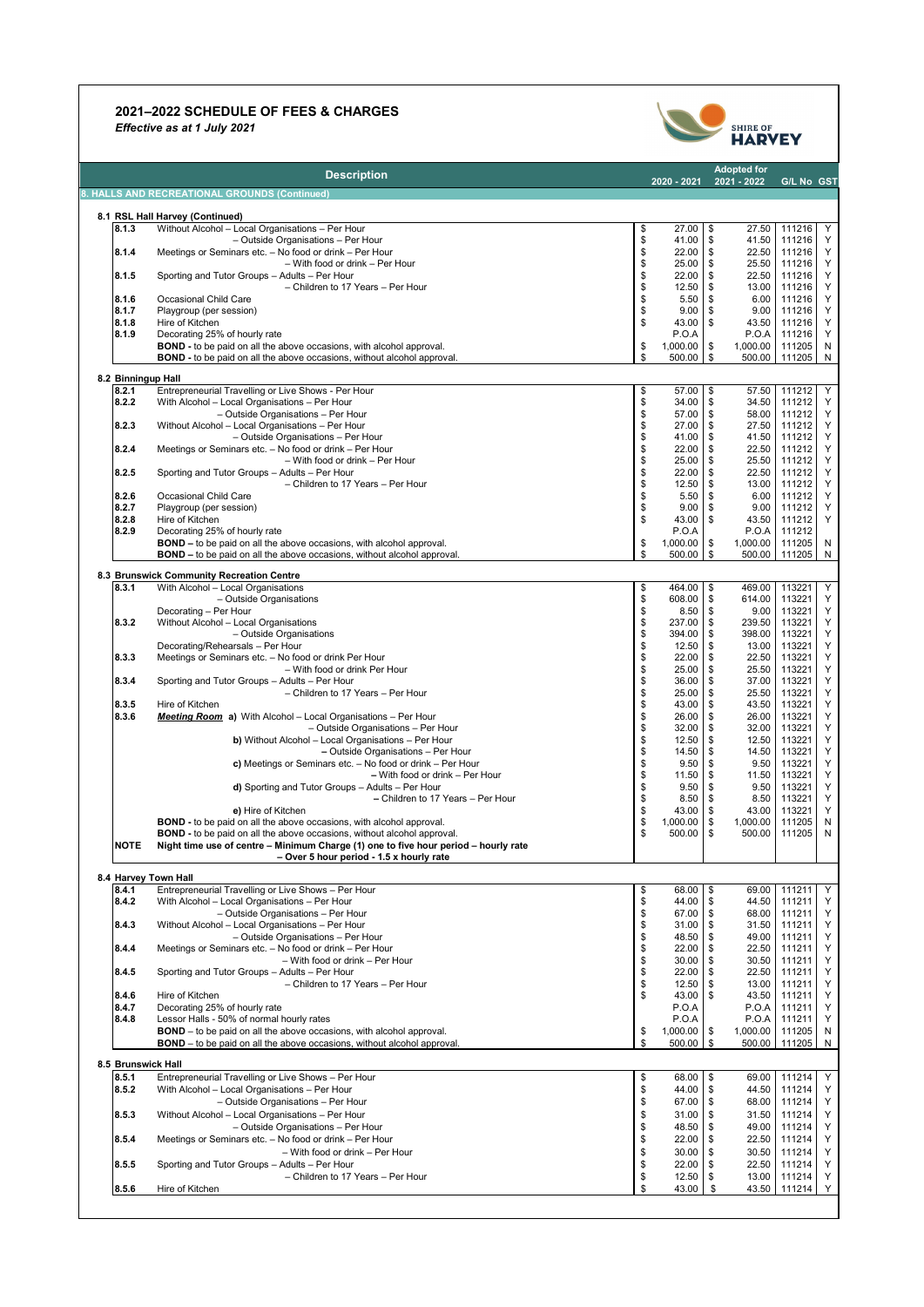# 2021–2022 SCHEDULE OF FEES & CHARGES

*Effective as at 1 July 2021*

| | Description | 2020 - 2021 | Adopted for 2021 - 2022 | G/L No | GST |
|---|---|---|---|---|---|
| **8. HALLS AND RECREATIONAL GROUNDS (Continued)** | | | | | |
| **8.1 RSL Hall Harvey (Continued)** | | | | | |
| 8.1.3 | Without Alcohol – Local Organisations – Per Hour | $ 27.00 | $ 27.50 | 111216 | Y |
| | – Outside Organisations – Per Hour | $ 41.00 | $ 41.50 | 111216 | Y |
| 8.1.4 | Meetings or Seminars etc. – No food or drink – Per Hour | $ 22.00 | $ 22.50 | 111216 | Y |
| | – With food or drink – Per Hour | $ 25.00 | $ 25.50 | 111216 | Y |
| 8.1.5 | Sporting and Tutor Groups – Adults – Per Hour | $ 22.00 | $ 22.50 | 111216 | Y |
| | – Children to 17 Years – Per Hour | $ 12.50 | $ 13.00 | 111216 | Y |
| 8.1.6 | Occasional Child Care | $ 5.50 | $ 6.00 | 111216 | Y |
| 8.1.7 | Playgroup (per session) | $ 9.00 | $ 9.00 | 111216 | Y |
| 8.1.8 | Hire of Kitchen | $ 43.00 | $ 43.50 | 111216 | Y |
| 8.1.9 | Decorating 25% of hourly rate | P.O.A | P.O.A | 111216 | Y |
| | **BOND -** to be paid on all the above occasions, with alcohol approval. | $ 1,000.00 | $ 1,000.00 | 111205 | N |
| | **BOND -** to be paid on all the above occasions, without alcohol approval. | $ 500.00 | $ 500.00 | 111205 | N |
| **8.2 Binningup Hall** | | | | | |
| 8.2.1 | Entrepreneurial Travelling or Live Shows - Per Hour | $ 57.00 | $ 57.50 | 111212 | Y |
| 8.2.2 | With Alcohol – Local Organisations – Per Hour | $ 34.00 | $ 34.50 | 111212 | Y |
| | – Outside Organisations – Per Hour | $ 57.00 | $ 58.00 | 111212 | Y |
| 8.2.3 | Without Alcohol – Local Organisations – Per Hour | $ 27.00 | $ 27.50 | 111212 | Y |
| | – Outside Organisations – Per Hour | $ 41.00 | $ 41.50 | 111212 | Y |
| 8.2.4 | Meetings or Seminars etc. – No food or drink – Per Hour | $ 22.00 | $ 22.50 | 111212 | Y |
| | – With food or drink – Per Hour | $ 25.00 | $ 25.50 | 111212 | Y |
| 8.2.5 | Sporting and Tutor Groups – Adults – Per Hour | $ 22.00 | $ 22.50 | 111212 | Y |
| | – Children to 17 Years – Per Hour | $ 12.50 | $ 13.00 | 111212 | Y |
| 8.2.6 | Occasional Child Care | $ 5.50 | $ 6.00 | 111212 | Y |
| 8.2.7 | Playgroup (per session) | $ 9.00 | $ 9.00 | 111212 | Y |
| 8.2.8 | Hire of Kitchen | $ 43.00 | $ 43.50 | 111212 | Y |
| 8.2.9 | Decorating 25% of hourly rate | P.O.A | P.O.A | 111212 | |
| | **BOND –** to be paid on all the above occasions, with alcohol approval. | $ 1,000.00 | $ 1,000.00 | 111205 | N |
| | **BOND –** to be paid on all the above occasions, without alcohol approval. | $ 500.00 | $ 500.00 | 111205 | N |
| **8.3 Brunswick Community Recreation Centre** | | | | | |
| 8.3.1 | With Alcohol – Local Organisations | $ 464.00 | $ 469.00 | 113221 | Y |
| | – Outside Organisations | $ 608.00 | $ 614.00 | 113221 | Y |
| | Decorating – Per Hour | $ 8.50 | $ 9.00 | 113221 | Y |
| 8.3.2 | Without Alcohol – Local Organisations | $ 237.00 | $ 239.50 | 113221 | Y |
| | – Outside Organisations | $ 394.00 | $ 398.00 | 113221 | Y |
| | Decorating/Rehearsals – Per Hour | $ 12.50 | $ 13.00 | 113221 | Y |
| 8.3.3 | Meetings or Seminars etc. – No food or drink Per Hour | $ 22.00 | $ 22.50 | 113221 | Y |
| | – With food or drink Per Hour | $ 25.00 | $ 25.50 | 113221 | Y |
| 8.3.4 | Sporting and Tutor Groups – Adults – Per Hour | $ 36.00 | $ 37.00 | 113221 | Y |
| | – Children to 17 Years – Per Hour | $ 25.00 | $ 25.50 | 113221 | Y |
| 8.3.5 | Hire of Kitchen | $ 43.00 | $ 43.50 | 113221 | Y |
| 8.3.6 | ***Meeting Room*** **a)** With Alcohol – Local Organisations – Per Hour | $ 26.00 | $ 26.00 | 113221 | Y |
| | – Outside Organisations – Per Hour | $ 32.00 | $ 32.00 | 113221 | Y |
| | **b)** Without Alcohol – Local Organisations – Per Hour | $ 12.50 | $ 12.50 | 113221 | Y |
| | – Outside Organisations – Per Hour | $ 14.50 | $ 14.50 | 113221 | Y |
| | **c)** Meetings or Seminars etc. – No food or drink – Per Hour | $ 9.50 | $ 9.50 | 113221 | Y |
| | – With food or drink – Per Hour | $ 11.50 | $ 11.50 | 113221 | Y |
| | **d)** Sporting and Tutor Groups – Adults – Per Hour | $ 9.50 | $ 9.50 | 113221 | Y |
| | – Children to 17 Years – Per Hour | $ 8.50 | $ 8.50 | 113221 | Y |
| | **e)** Hire of Kitchen | $ 43.00 | $ 43.00 | 113221 | Y |
| | **BOND -** to be paid on all the above occasions, with alcohol approval. | $ 1,000.00 | $ 1,000.00 | 111205 | N |
| | **BOND -** to be paid on all the above occasions, without alcohol approval. | $ 500.00 | $ 500.00 | 111205 | N |
| **NOTE** | **Night time use of centre – Minimum Charge (1) one to five hour period – hourly rate – Over 5 hour period - 1.5 x hourly rate** | | | | |
| **8.4 Harvey Town Hall** | | | | | |
| 8.4.1 | Entrepreneurial Travelling or Live Shows – Per Hour | $ 68.00 | $ 69.00 | 111211 | Y |
| 8.4.2 | With Alcohol – Local Organisations – Per Hour | $ 44.00 | $ 44.50 | 111211 | Y |
| | – Outside Organisations – Per Hour | $ 67.00 | $ 68.00 | 111211 | Y |
| 8.4.3 | Without Alcohol – Local Organisations – Per Hour | $ 31.00 | $ 31.50 | 111211 | Y |
| | – Outside Organisations – Per Hour | $ 48.50 | $ 49.00 | 111211 | Y |
| 8.4.4 | Meetings or Seminars etc. – No food or drink – Per Hour | $ 22.00 | $ 22.50 | 111211 | Y |
| | – With food or drink – Per Hour | $ 30.00 | $ 30.50 | 111211 | Y |
| 8.4.5 | Sporting and Tutor Groups – Adults – Per Hour | $ 22.00 | $ 22.50 | 111211 | Y |
| | – Children to 17 Years – Per Hour | $ 12.50 | $ 13.00 | 111211 | Y |
| 8.4.6 | Hire of Kitchen | $ 43.00 | $ 43.50 | 111211 | Y |
| 8.4.7 | Decorating 25% of hourly rate | P.O.A | P.O.A | 111211 | Y |
| 8.4.8 | Lessor Halls - 50% of normal hourly rates | P.O.A | P.O.A | 111211 | Y |
| | **BOND** – to be paid on all the above occasions, with alcohol approval. | $ 1,000.00 | $ 1,000.00 | 111205 | N |
| | **BOND** – to be paid on all the above occasions, without alcohol approval. | $ 500.00 | $ 500.00 | 111205 | N |
| **8.5 Brunswick Hall** | | | | | |
| 8.5.1 | Entrepreneurial Travelling or Live Shows – Per Hour | $ 68.00 | $ 69.00 | 111214 | Y |
| 8.5.2 | With Alcohol – Local Organisations – Per Hour | $ 44.00 | $ 44.50 | 111214 | Y |
| | – Outside Organisations – Per Hour | $ 67.00 | $ 68.00 | 111214 | Y |
| 8.5.3 | Without Alcohol – Local Organisations – Per Hour | $ 31.00 | $ 31.50 | 111214 | Y |
| | – Outside Organisations – Per Hour | $ 48.50 | $ 49.00 | 111214 | Y |
| 8.5.4 | Meetings or Seminars etc. – No food or drink – Per Hour | $ 22.00 | $ 22.50 | 111214 | Y |
| | – With food or drink – Per Hour | $ 30.00 | $ 30.50 | 111214 | Y |
| 8.5.5 | Sporting and Tutor Groups – Adults – Per Hour | $ 22.00 | $ 22.50 | 111214 | Y |
| | – Children to 17 Years – Per Hour | $ 12.50 | $ 13.00 | 111214 | Y |
| 8.5.6 | Hire of Kitchen | $ 43.00 | $ 43.50 | 111214 | Y |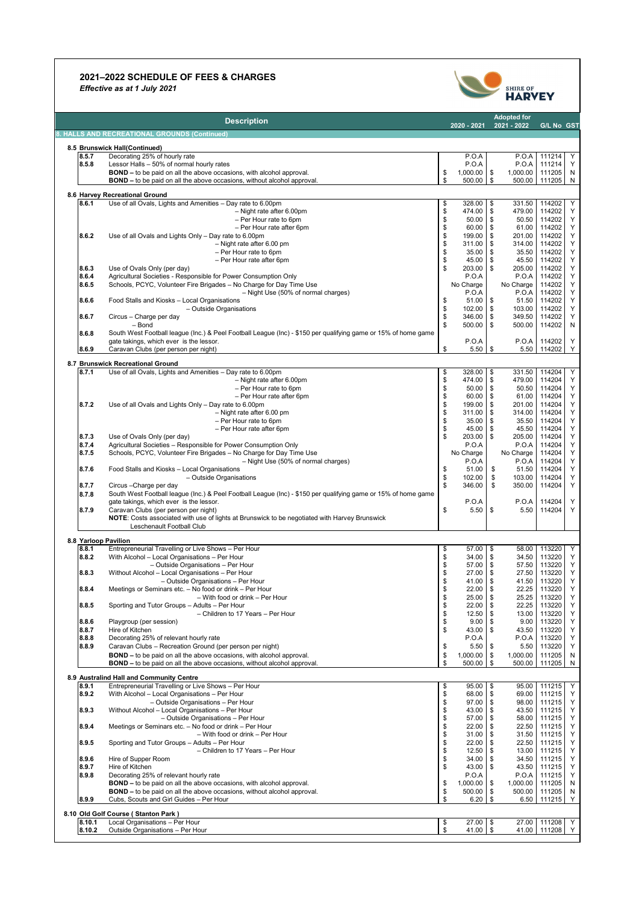# 2021–2022 SCHEDULE OF FEES & CHARGES

*Effective as at 1 July 2021*

| | Description | 2020 - 2021 | Adopted for 2021 - 2022 | G/L No | GST |
|---|---|---|---|---|---|
| **8. HALLS AND RECREATIONAL GROUNDS (Continued)** | | | | | |
| **8.5 Brunswick Hall(Continued)** | | | | | |
| 8.5.7 | Decorating 25% of hourly rate | P.O.A | P.O.A | 111214 | Y |
| 8.5.8 | Lessor Halls – 50% of normal hourly rates | P.O.A | P.O.A | 111214 | Y |
| | **BOND –** to be paid on all the above occasions, with alcohol approval. | $ 1,000.00 | $ 1,000.00 | 111205 | N |
| | **BOND –** to be paid on all the above occasions, without alcohol approval. | $ 500.00 | $ 500.00 | 111205 | N |
| **8.6 Harvey Recreational Ground** | | | | | |
| 8.6.1 | Use of all Ovals, Lights and Amenities – Day rate to 6.00pm | $ 328.00 | $ 331.50 | 114202 | Y |
| | – Night rate after 6.00pm | $ 474.00 | $ 479.00 | 114202 | Y |
| | – Per Hour rate to 6pm | $ 50.00 | $ 50.50 | 114202 | Y |
| | – Per Hour rate after 6pm | $ 60.00 | $ 61.00 | 114202 | Y |
| 8.6.2 | Use of all Ovals and Lights Only – Day rate to 6.00pm | $ 199.00 | $ 201.00 | 114202 | Y |
| | – Night rate after 6.00 pm | $ 311.00 | $ 314.00 | 114202 | Y |
| | – Per Hour rate to 6pm | $ 35.00 | $ 35.50 | 114202 | Y |
| | – Per Hour rate after 6pm | $ 45.00 | $ 45.50 | 114202 | Y |
| 8.6.3 | Use of Ovals Only (per day) | $ 203.00 | $ 205.00 | 114202 | Y |
| 8.6.4 | Agricultural Societies - Responsible for Power Consumption Only | P.O.A | P.O.A | 114202 | Y |
| 8.6.5 | Schools, PCYC, Volunteer Fire Brigades – No Charge for Day Time Use | No Charge | No Charge | 114202 | Y |
| | – Night Use (50% of normal charges) | P.O.A | P.O.A | 114202 | Y |
| 8.6.6 | Food Stalls and Kiosks – Local Organisations | $ 51.00 | $ 51.50 | 114202 | Y |
| | – Outside Organisations | $ 102.00 | $ 103.00 | 114202 | Y |
| 8.6.7 | Circus – Charge per day | $ 346.00 | $ 349.50 | 114202 | Y |
| | – Bond | $ 500.00 | $ 500.00 | 114202 | N |
| 8.6.8 | South West Football league (Inc.) & Peel Football League (Inc) - $150 per qualifying game or 15% of home game gate takings, which ever is the lessor. | P.O.A | P.O.A | 114202 | Y |
| 8.6.9 | Caravan Clubs (per person per night) | $ 5.50 | $ 5.50 | 114202 | Y |
| **8.7 Brunswick Recreational Ground** | | | | | |
| 8.7.1 | Use of all Ovals, Lights and Amenities – Day rate to 6.00pm | $ 328.00 | $ 331.50 | 114204 | Y |
| | – Night rate after 6.00pm | $ 474.00 | $ 479.00 | 114204 | Y |
| | – Per Hour rate to 6pm | $ 50.00 | $ 50.50 | 114204 | Y |
| | – Per Hour rate after 6pm | $ 60.00 | $ 61.00 | 114204 | Y |
| 8.7.2 | Use of all Ovals and Lights Only – Day rate to 6.00pm | $ 199.00 | $ 201.00 | 114204 | Y |
| | – Night rate after 6.00 pm | $ 311.00 | $ 314.00 | 114204 | Y |
| | – Per Hour rate to 6pm | $ 35.00 | $ 35.50 | 114204 | Y |
| | – Per Hour rate after 6pm | $ 45.00 | $ 45.50 | 114204 | Y |
| 8.7.3 | Use of Ovals Only (per day) | $ 203.00 | $ 205.00 | 114204 | Y |
| 8.7.4 | Agricultural Societies - Responsible for Power Consumption Only | P.O.A | P.O.A | 114204 | Y |
| 8.7.5 | Schools, PCYC, Volunteer Fire Brigades – No Charge for Day Time Use | No Charge | No Charge | 114204 | Y |
| | – Night Use (50% of normal charges) | P.O.A | P.O.A | 114204 | Y |
| 8.7.6 | Food Stalls and Kiosks – Local Organisations | $ 51.00 | $ 51.50 | 114204 | Y |
| | – Outside Organisations | $ 102.00 | $ 103.00 | 114204 | Y |
| 8.7.7 | Circus –Charge per day | $ 346.00 | $ 350.00 | 114204 | Y |
| 8.7.8 | South West Football league (Inc.) & Peel Football League (Inc) - $150 per qualifying game or 15% of home game gate takings, which ever is the lessor. | P.O.A | P.O.A | 114204 | Y |
| 8.7.9 | Caravan Clubs (per person per night) | $ 5.50 | $ 5.50 | 114204 | Y |
| | **NOTE**: Costs associated with use of lights at Brunswick to be negotiated with Harvey Brunswick Leschenault Football Club | | | | |
| **8.8 Yarloop Pavilion** | | | | | |
| 8.8.1 | Entrepreneurial Travelling or Live Shows – Per Hour | $ 57.00 | $ 58.00 | 113220 | Y |
| 8.8.2 | With Alcohol – Local Organisations – Per Hour | $ 34.00 | $ 34.50 | 113220 | Y |
| | – Outside Organisations – Per Hour | $ 57.00 | $ 57.50 | 113220 | Y |
| 8.8.3 | Without Alcohol – Local Organisations – Per Hour | $ 27.00 | $ 27.50 | 113220 | Y |
| | – Outside Organisations – Per Hour | $ 41.00 | $ 41.50 | 113220 | Y |
| 8.8.4 | Meetings or Seminars etc. – No food or drink – Per Hour | $ 22.00 | $ 22.25 | 113220 | Y |
| | – With food or drink – Per Hour | $ 25.00 | $ 25.25 | 113220 | Y |
| 8.8.5 | Sporting and Tutor Groups – Adults – Per Hour | $ 22.00 | $ 22.25 | 113220 | Y |
| | – Children to 17 Years – Per Hour | $ 12.50 | $ 13.00 | 113220 | Y |
| 8.8.6 | Playgroup (per session) | $ 9.00 | $ 9.00 | 113220 | Y |
| 8.8.7 | Hire of Kitchen | $ 43.00 | $ 43.50 | 113220 | Y |
| 8.8.8 | Decorating 25% of relevant hourly rate | P.O.A | P.O.A | 113220 | Y |
| 8.8.9 | Caravan Clubs – Recreation Ground (per person per night) | $ 5.50 | $ 5.50 | 113220 | Y |
| | **BOND –** to be paid on all the above occasions, with alcohol approval. | $ 1,000.00 | $ 1,000.00 | 111205 | N |
| | **BOND –** to be paid on all the above occasions, without alcohol approval. | $ 500.00 | $ 500.00 | 111205 | N |
| **8.9 Australind Hall and Community Centre** | | | | | |
| 8.9.1 | Entrepreneurial Travelling or Live Shows – Per Hour | $ 95.00 | $ 95.00 | 111215 | Y |
| 8.9.2 | With Alcohol – Local Organisations – Per Hour | $ 68.00 | $ 69.00 | 111215 | Y |
| | – Outside Organisations – Per Hour | $ 97.00 | $ 98.00 | 111215 | Y |
| 8.9.3 | Without Alcohol – Local Organisations – Per Hour | $ 43.00 | $ 43.50 | 111215 | Y |
| | – Outside Organisations – Per Hour | $ 57.00 | $ 58.00 | 111215 | Y |
| 8.9.4 | Meetings or Seminars etc. – No food or drink – Per Hour | $ 22.00 | $ 22.50 | 111215 | Y |
| | – With food or drink – Per Hour | $ 31.00 | $ 31.50 | 111215 | Y |
| 8.9.5 | Sporting and Tutor Groups – Adults – Per Hour | $ 22.00 | $ 22.50 | 111215 | Y |
| | – Children to 17 Years – Per Hour | $ 12.50 | $ 13.00 | 111215 | Y |
| 8.9.6 | Hire of Supper Room | $ 34.00 | $ 34.50 | 111215 | Y |
| 8.9.7 | Hire of Kitchen | $ 43.00 | $ 43.50 | 111215 | Y |
| 8.9.8 | Decorating 25% of relevant hourly rate | P.O.A | P.O.A | 111215 | Y |
| | **BOND –** to be paid on all the above occasions, with alcohol approval. | $ 1,000.00 | $ 1,000.00 | 111205 | N |
| | **BOND –** to be paid on all the above occasions, without alcohol approval. | $ 500.00 | $ 500.00 | 111205 | N |
| 8.9.9 | Cubs, Scouts and Girl Guides – Per Hour | $ 6.20 | $ 6.50 | 111215 | Y |
| **8.10 Old Golf Course ( Stanton Park )** | | | | | |
| 8.10.1 | Local Organisations – Per Hour | $ 27.00 | $ 27.00 | 111208 | Y |
| 8.10.2 | Outside Organisations – Per Hour | $ 41.00 | $ 41.00 | 111208 | Y |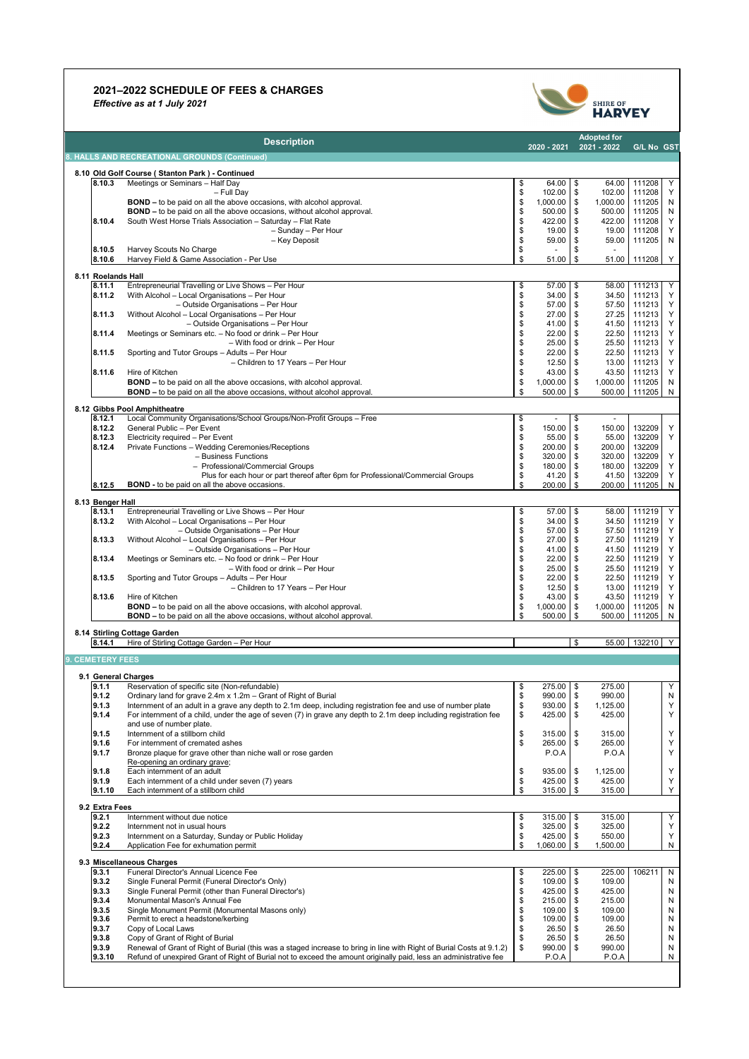# 2021–2022 SCHEDULE OF FEES & CHARGES

*Effective as at 1 July 2021*

SHIRE OF HARVEY

| | Description | 2020 - 2021 | Adopted for 2021 - 2022 | G/L No | GST |
|---|---|---|---|---|---|
| **8. HALLS AND RECREATIONAL GROUNDS (Continued)** | | | | | |
| **8.10 Old Golf Course ( Stanton Park ) - Continued** | | | | | |
| 8.10.3 | Meetings or Seminars – Half Day | $ 64.00 | $ 64.00 | 111208 | Y |
| | – Full Day | $ 102.00 | $ 102.00 | 111208 | Y |
| | **BOND –** to be paid on all the above occasions, with alcohol approval. | $ 1,000.00 | $ 1,000.00 | 111205 | N |
| | **BOND –** to be paid on all the above occasions, without alcohol approval. | $ 500.00 | $ 500.00 | 111205 | N |
| 8.10.4 | South West Horse Trials Association – Saturday – Flat Rate | $ 422.00 | $ 422.00 | 111208 | Y |
| | – Sunday – Per Hour | $ 19.00 | $ 19.00 | 111208 | Y |
| | – Key Deposit | $ 59.00 | $ 59.00 | 111205 | N |
| 8.10.5 | Harvey Scouts No Charge | $ - | $ - | | |
| 8.10.6 | Harvey Field & Game Association - Per Use | $ 51.00 | $ 51.00 | 111208 | Y |
| **8.11 Roelands Hall** | | | | | |
| 8.11.1 | Entrepreneurial Travelling or Live Shows – Per Hour | $ 57.00 | $ 58.00 | 111213 | Y |
| 8.11.2 | With Alcohol – Local Organisations – Per Hour | $ 34.00 | $ 34.50 | 111213 | Y |
| | – Outside Organisations – Per Hour | $ 57.00 | $ 57.50 | 111213 | Y |
| 8.11.3 | Without Alcohol – Local Organisations – Per Hour | $ 27.00 | $ 27.25 | 111213 | Y |
| | – Outside Organisations – Per Hour | $ 41.00 | $ 41.50 | 111213 | Y |
| 8.11.4 | Meetings or Seminars etc. – No food or drink – Per Hour | $ 22.00 | $ 22.50 | 111213 | Y |
| | – With food or drink – Per Hour | $ 25.00 | $ 25.50 | 111213 | Y |
| 8.11.5 | Sporting and Tutor Groups – Adults – Per Hour | $ 22.00 | $ 22.50 | 111213 | Y |
| | – Children to 17 Years – Per Hour | $ 12.50 | $ 13.00 | 111213 | Y |
| 8.11.6 | Hire of Kitchen | $ 43.00 | $ 43.50 | 111213 | Y |
| | **BOND –** to be paid on all the above occasions, with alcohol approval. | $ 1,000.00 | $ 1,000.00 | 111205 | N |
| | **BOND –** to be paid on all the above occasions, without alcohol approval. | $ 500.00 | $ 500.00 | 111205 | N |
| **8.12 Gibbs Pool Amphitheatre** | | | | | |
| 8.12.1 | Local Community Organisations/School Groups/Non-Profit Groups – Free | $ - | $ - | | |
| 8.12.2 | General Public – Per Event | $ 150.00 | $ 150.00 | 132209 | Y |
| 8.12.3 | Electricity required – Per Event | $ 55.00 | $ 55.00 | 132209 | Y |
| 8.12.4 | Private Functions – Wedding Ceremonies/Receptions | $ 200.00 | $ 200.00 | 132209 | |
| | – Business Functions | $ 320.00 | $ 320.00 | 132209 | Y |
| | – Professional/Commercial Groups | $ 180.00 | $ 180.00 | 132209 | Y |
| | Plus for each hour or part thereof after 6pm for Professional/Commercial Groups | $ 41.20 | $ 41.50 | 132209 | Y |
| 8.12.5 | **BOND -** to be paid on all the above occasions. | $ 200.00 | $ 200.00 | 111205 | N |
| **8.13 Benger Hall** | | | | | |
| 8.13.1 | Entrepreneurial Travelling or Live Shows – Per Hour | $ 57.00 | $ 58.00 | 111219 | Y |
| 8.13.2 | With Alcohol – Local Organisations – Per Hour | $ 34.00 | $ 34.50 | 111219 | Y |
| | – Outside Organisations – Per Hour | $ 57.00 | $ 57.50 | 111219 | Y |
| 8.13.3 | Without Alcohol – Local Organisations – Per Hour | $ 27.00 | $ 27.50 | 111219 | Y |
| | – Outside Organisations – Per Hour | $ 41.00 | $ 41.50 | 111219 | Y |
| 8.13.4 | Meetings or Seminars etc. – No food or drink – Per Hour | $ 22.00 | $ 22.50 | 111219 | Y |
| | – With food or drink – Per Hour | $ 25.00 | $ 25.50 | 111219 | Y |
| 8.13.5 | Sporting and Tutor Groups – Adults – Per Hour | $ 22.00 | $ 22.50 | 111219 | Y |
| | – Children to 17 Years – Per Hour | $ 12.50 | $ 13.00 | 111219 | Y |
| 8.13.6 | Hire of Kitchen | $ 43.00 | $ 43.50 | 111219 | Y |
| | **BOND –** to be paid on all the above occasions, with alcohol approval. | $ 1,000.00 | $ 1,000.00 | 111205 | N |
| | **BOND –** to be paid on all the above occasions, without alcohol approval. | $ 500.00 | $ 500.00 | 111205 | N |
| **8.14 Stirling Cottage Garden** | | | | | |
| 8.14.1 | Hire of Stirling Cottage Garden – Per Hour | | $ 55.00 | 132210 | Y |
| **9. CEMETERY FEES** | | | | | |
| **9.1 General Charges** | | | | | |
| 9.1.1 | Reservation of specific site (Non-refundable) | $ 275.00 | $ 275.00 | | Y |
| 9.1.2 | Ordinary land for grave 2.4m x 1.2m – Grant of Right of Burial | $ 990.00 | $ 990.00 | | N |
| 9.1.3 | Internment of an adult in a grave any depth to 2.1m deep, including registration fee and use of number plate | $ 930.00 | $ 1,125.00 | | Y |
| 9.1.4 | For internment of a child, under the age of seven (7) in grave any depth to 2.1m deep including registration fee and use of number plate. | $ 425.00 | $ 425.00 | | Y |
| 9.1.5 | Internment of a stillborn child | $ 315.00 | $ 315.00 | | Y |
| 9.1.6 | For internment of cremated ashes | $ 265.00 | $ 265.00 | | Y |
| 9.1.7 | Bronze plaque for grave other than niche wall or rose garden | P.O.A | P.O.A | | Y |
| | Re-opening an ordinary grave; | | | | |
| 9.1.8 | Each internment of an adult | $ 935.00 | $ 1,125.00 | | Y |
| 9.1.9 | Each internment of a child under seven (7) years | $ 425.00 | $ 425.00 | | Y |
| 9.1.10 | Each internment of a stillborn child | $ 315.00 | $ 315.00 | | Y |
| **9.2 Extra Fees** | | | | | |
| 9.2.1 | Internment without due notice | $ 315.00 | $ 315.00 | | Y |
| 9.2.2 | Internment not in usual hours | $ 325.00 | $ 325.00 | | Y |
| 9.2.3 | Internment on a Saturday, Sunday or Public Holiday | $ 425.00 | $ 550.00 | | Y |
| 9.2.4 | Application Fee for exhumation permit | $ 1,060.00 | $ 1,500.00 | | N |
| **9.3 Miscellaneous Charges** | | | | | |
| 9.3.1 | Funeral Director's Annual Licence Fee | $ 225.00 | $ 225.00 | 106211 | N |
| 9.3.2 | Single Funeral Permit (Funeral Director's Only) | $ 109.00 | $ 109.00 | | N |
| 9.3.3 | Single Funeral Permit (other than Funeral Director's) | $ 425.00 | $ 425.00 | | N |
| 9.3.4 | Monumental Mason's Annual Fee | $ 215.00 | $ 215.00 | | N |
| 9.3.5 | Single Monument Permit (Monumental Masons only) | $ 109.00 | $ 109.00 | | N |
| 9.3.6 | Permit to erect a headstone/kerbing | $ 109.00 | $ 109.00 | | N |
| 9.3.7 | Copy of Local Laws | $ 26.50 | $ 26.50 | | N |
| 9.3.8 | Copy of Grant of Right of Burial | $ 26.50 | $ 26.50 | | N |
| 9.3.9 | Renewal of Grant of Right of Burial (this was a staged increase to bring in line with Right of Burial Costs at 9.1.2) | $ 990.00 | $ 990.00 | | N |
| 9.3.10 | Refund of unexpired Grant of Right of Burial not to exceed the amount originally paid, less an administrative fee | P.O.A | P.O.A | | N |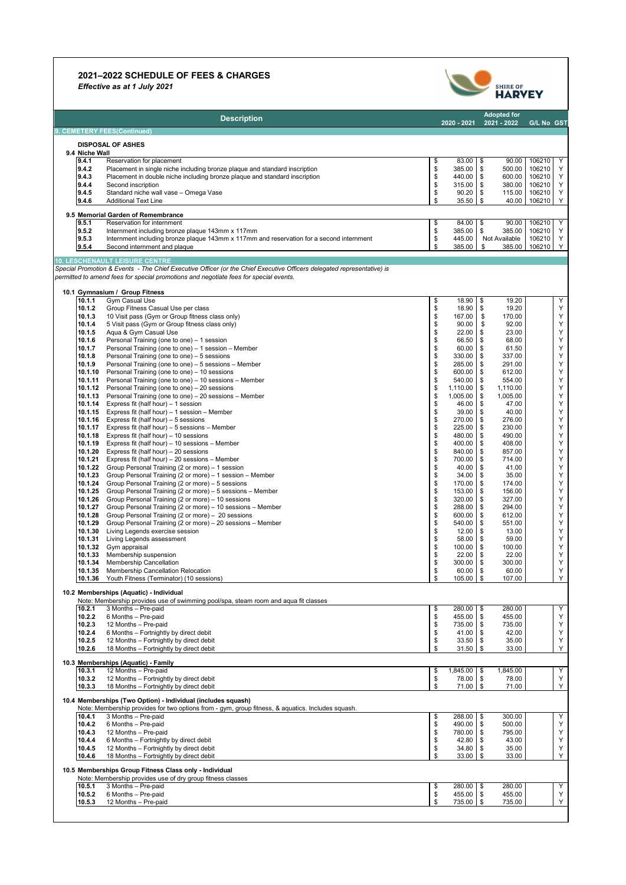# 2021–2022 SCHEDULE OF FEES & CHARGES

*Effective as at 1 July 2021*

| Description | | 2020 - 2021 | Adopted for 2021 - 2022 | G/L No | GST |
|---|---|---|---|---|---|
| **9. CEMETERY FEES(Continued)** | | | | | |
| **DISPOSAL OF ASHES** | | | | | |
| **9.4 Niche Wall** | | | | | |
| 9.4.1 | Reservation for placement | $ 83.00 | $ 90.00 | 106210 | Y |
| 9.4.2 | Placement in single niche including bronze plaque and standard inscription | $ 385.00 | $ 500.00 | 106210 | Y |
| 9.4.3 | Placement in double niche including bronze plaque and standard inscription | $ 440.00 | $ 600.00 | 106210 | Y |
| 9.4.4 | Second inscription | $ 315.00 | $ 380.00 | 106210 | Y |
| 9.4.5 | Standard niche wall vase – Omega Vase | $ 90.20 | $ 115.00 | 106210 | Y |
| 9.4.6 | Additional Text Line | $ 35.50 | $ 40.00 | 106210 | Y |
| **9.5 Memorial Garden of Remembrance** | | | | | |
| 9.5.1 | Reservation for internment | $ 84.00 | $ 90.00 | 106210 | Y |
| 9.5.2 | Internment including bronze plaque 143mm x 117mm | $ 385.00 | $ 385.00 | 106210 | Y |
| 9.5.3 | Internment including bronze plaque 143mm x 117mm and reservation for a second internment | $ 445.00 | Not Available | 106210 | Y |
| 9.5.4 | Second internment and plaque | $ 385.00 | $ 385.00 | 106210 | Y |
| **10. LESCHENAULT LEISURE CENTRE** | | | | | |
| *Special Promotion & Events - The Chief Executive Officer (or the Chief Executive Officers delegated representative) is permitted to amend fees for special promotions and negotiate fees for special events.* | | | | | |
| **10.1 Gymnasium / Group Fitness** | | | | | |
| 10.1.1 | Gym Casual Use | $ 18.90 | $ 19.20 | | Y |
| 10.1.2 | Group Fitness Casual Use per class | $ 18.90 | $ 19.20 | | Y |
| 10.1.3 | 10 Visit pass (Gym or Group fitness class only) | $ 167.00 | $ 170.00 | | Y |
| 10.1.4 | 5 Visit pass (Gym or Group fitness class only) | $ 90.00 | $ 92.00 | | Y |
| 10.1.5 | Aqua & Gym Casual Use | $ 22.00 | $ 23.00 | | Y |
| 10.1.6 | Personal Training (one to one) – 1 session | $ 66.50 | $ 68.00 | | Y |
| 10.1.7 | Personal Training (one to one) – 1 session – Member | $ 60.00 | $ 61.50 | | Y |
| 10.1.8 | Personal Training (one to one) – 5 sessions | $ 330.00 | $ 337.00 | | Y |
| 10.1.9 | Personal Training (one to one) – 5 sessions – Member | $ 285.00 | $ 291.00 | | Y |
| 10.1.10 | Personal Training (one to one) – 10 sessions | $ 600.00 | $ 612.00 | | Y |
| 10.1.11 | Personal Training (one to one) – 10 sessions – Member | $ 540.00 | $ 554.00 | | Y |
| 10.1.12 | Personal Training (one to one) – 20 sessions | $ 1,110.00 | $ 1,110.00 | | Y |
| 10.1.13 | Personal Training (one to one) – 20 sessions – Member | $ 1,005.00 | $ 1,005.00 | | Y |
| 10.1.14 | Express fit (half hour) – 1 session | $ 46.00 | $ 47.00 | | Y |
| 10.1.15 | Express fit (half hour) – 1 session – Member | $ 39.00 | $ 40.00 | | Y |
| 10.1.16 | Express fit (half hour) – 5 sessions | $ 270.00 | $ 276.00 | | Y |
| 10.1.17 | Express fit (half hour) – 5 sessions – Member | $ 225.00 | $ 230.00 | | Y |
| 10.1.18 | Express fit (half hour) – 10 sessions | $ 480.00 | $ 490.00 | | Y |
| 10.1.19 | Express fit (half hour) – 10 sessions – Member | $ 400.00 | $ 408.00 | | Y |
| 10.1.20 | Express fit (half hour) – 20 sessions | $ 840.00 | $ 857.00 | | Y |
| 10.1.21 | Express fit (half hour) – 20 sessions – Member | $ 700.00 | $ 714.00 | | Y |
| 10.1.22 | Group Personal Training (2 or more) – 1 session | $ 40.00 | $ 41.00 | | Y |
| 10.1.23 | Group Personal Training (2 or more) – 1 session – Member | $ 34.00 | $ 35.00 | | Y |
| 10.1.24 | Group Personal Training (2 or more) – 5 sessions | $ 170.00 | $ 174.00 | | Y |
| 10.1.25 | Group Personal Training (2 or more) – 5 sessions – Member | $ 153.00 | $ 156.00 | | Y |
| 10.1.26 | Group Personal Training (2 or more) – 10 sessions | $ 320.00 | $ 327.00 | | Y |
| 10.1.27 | Group Personal Training (2 or more) – 10 sessions – Member | $ 288.00 | $ 294.00 | | Y |
| 10.1.28 | Group Personal Training (2 or more) – 20 sessions | $ 600.00 | $ 612.00 | | Y |
| 10.1.29 | Group Personal Training (2 or more) – 20 sessions – Member | $ 540.00 | $ 551.00 | | Y |
| 10.1.30 | Living Legends exercise session | $ 12.00 | $ 13.00 | | Y |
| 10.1.31 | Living Legends assessment | $ 58.00 | $ 59.00 | | Y |
| 10.1.32 | Gym appraisal | $ 100.00 | $ 100.00 | | Y |
| 10.1.33 | Membership suspension | $ 22.00 | $ 22.00 | | Y |
| 10.1.34 | Membership Cancellation | $ 300.00 | $ 300.00 | | Y |
| 10.1.35 | Membership Cancellation Relocation | $ 60.00 | $ 60.00 | | Y |
| 10.1.36 | Youth Fitness (Terminator) (10 sessions) | $ 105.00 | $ 107.00 | | Y |
| **10.2 Memberships (Aquatic) - Individual** | | | | | |
| Note: Membership provides use of swimming pool/spa, steam room and aqua fit classes | | | | | |
| 10.2.1 | 3 Months – Pre-paid | $ 280.00 | $ 280.00 | | Y |
| 10.2.2 | 6 Months – Pre-paid | $ 455.00 | $ 455.00 | | Y |
| 10.2.3 | 12 Months – Pre-paid | $ 735.00 | $ 735.00 | | Y |
| 10.2.4 | 6 Months – Fortnightly by direct debit | $ 41.00 | $ 42.00 | | Y |
| 10.2.5 | 12 Months – Fortnightly by direct debit | $ 33.50 | $ 35.00 | | Y |
| 10.2.6 | 18 Months – Fortnightly by direct debit | $ 31.50 | $ 33.00 | | Y |
| **10.3 Memberships (Aquatic) - Family** | | | | | |
| 10.3.1 | 12 Months – Pre-paid | $ 1,845.00 | $ 1,845.00 | | Y |
| 10.3.2 | 12 Months – Fortnightly by direct debit | $ 78.00 | $ 78.00 | | Y |
| 10.3.3 | 18 Months – Fortnightly by direct debit | $ 71.00 | $ 71.00 | | Y |
| **10.4 Memberships (Two Option) - Individual (includes squash)** | | | | | |
| Note: Membership provides for two options from - gym, group fitness, & aquatics. Includes squash. | | | | | |
| 10.4.1 | 3 Months – Pre-paid | $ 288.00 | $ 300.00 | | Y |
| 10.4.2 | 6 Months – Pre-paid | $ 490.00 | $ 500.00 | | Y |
| 10.4.3 | 12 Months – Pre-paid | $ 780.00 | $ 795.00 | | Y |
| 10.4.4 | 6 Months – Fortnightly by direct debit | $ 42.80 | $ 43.00 | | Y |
| 10.4.5 | 12 Months – Fortnightly by direct debit | $ 34.80 | $ 35.00 | | Y |
| 10.4.6 | 18 Months – Fortnightly by direct debit | $ 33.00 | $ 33.00 | | Y |
| **10.5 Memberships Group Fitness Class only - Individual** | | | | | |
| Note: Membership provides use of dry group fitness classes | | | | | |
| 10.5.1 | 3 Months – Pre-paid | $ 280.00 | $ 280.00 | | Y |
| 10.5.2 | 6 Months – Pre-paid | $ 455.00 | $ 455.00 | | Y |
| 10.5.3 | 12 Months – Pre-paid | $ 735.00 | $ 735.00 | | Y |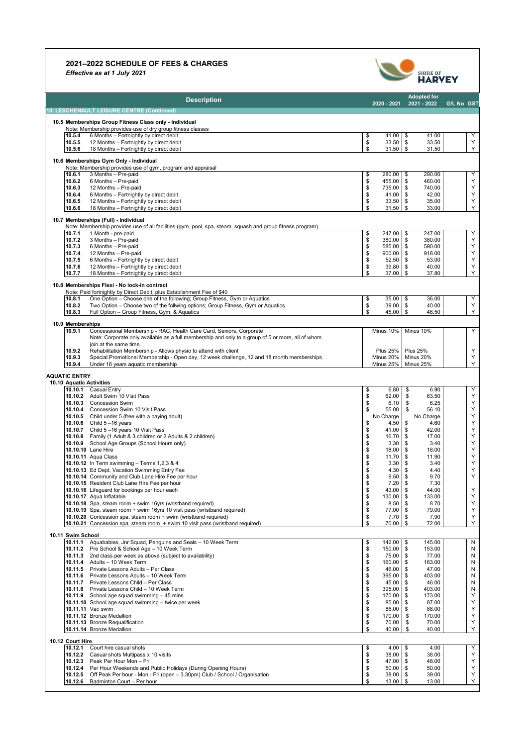# 2021–2022 SCHEDULE OF FEES & CHARGES

*Effective as at 1 July 2021*

SHIRE OF HARVEY

| Description | | 2020 - 2021 | Adopted for 2021 - 2022 | G/L No | GST |
|---|---|---|---|---|---|
| **10. LESCHENAULT LEISURE CENTRE (Continued)** | | | | | |
| **10.5 Memberships Group Fitness Class only - Individual** | | | | | |
| Note: Membership provides use of dry group fitness classes | | | | | |
| 10.5.4 | 6 Months – Fortnightly by direct debit | $ 41.00 | $ 41.00 | | Y |
| 10.5.5 | 12 Months – Fortnightly by direct debit | $ 33.50 | $ 33.50 | | Y |
| 10.5.6 | 18 Months – Fortnightly by direct debit | $ 31.50 | $ 31.50 | | Y |
| **10.6 Memberships Gym Only - Individual** | | | | | |
| Note: Membership provides use of gym, program and appraisal | | | | | |
| 10.6.1 | 3 Months – Pre-paid | $ 280.00 | $ 290.00 | | Y |
| 10.6.2 | 6 Months – Pre-paid | $ 455.00 | $ 460.00 | | Y |
| 10.6.3 | 12 Months – Pre-paid | $ 735.00 | $ 740.00 | | Y |
| 10.6.4 | 6 Months – Fortnightly by direct debit | $ 41.00 | $ 42.00 | | Y |
| 10.6.5 | 12 Months – Fortnightly by direct debit | $ 33.50 | $ 35.00 | | Y |
| 10.6.6 | 18 Months – Fortnightly by direct debit | $ 31.50 | $ 33.00 | | Y |
| **10.7 Memberships (Full) - Individual** | | | | | |
| Note: Membership provides use of all facilities (gym, pool, spa, steam, squash and group fitness program) | | | | | |
| 10.7.1 | 1 Month - pre-paid | $ 247.00 | $ 247.00 | | Y |
| 10.7.2 | 3 Months – Pre-paid | $ 380.00 | $ 380.00 | | Y |
| 10.7.3 | 6 Months – Pre-paid | $ 585.00 | $ 590.00 | | Y |
| 10.7.4 | 12 Months – Pre-paid | $ 900.00 | $ 918.00 | | Y |
| 10.7.5 | 6 Months – Fortnightly by direct debit | $ 52.50 | $ 53.00 | | Y |
| 10.7.6 | 12 Months – Fortnightly by direct debit | $ 39.80 | $ 40.00 | | Y |
| 10.7.7 | 18 Months – Fortnightly by direct debit | $ 37.00 | $ 37.80 | | Y |
| **10.8 Memberships Flexi - No lock-in contract** | | | | | |
| Note: Paid fortnightly by Direct Debit, plus Establishment Fee of $40 | | | | | |
| 10.8.1 | One Option – Choose one of the following; Group Fitness, Gym or Aquatics | $ 35.00 | $ 36.00 | | Y |
| 10.8.2 | Two Option – Choose two of the follwing options; Group Fitness, Gym or Aquatics | $ 39.00 | $ 40.00 | | Y |
| 10.8.3 | Full Option – Group Fitness, Gym, & Aquatics | $ 45.00 | $ 46.50 | | Y |
| **10.9 Memberships** | | | | | |
| 10.9.1 | Concessional Membership - RAC, Health Care Card, Seniors, Corporate<br>Note: Corporate only available as a full membership and only to a group of 5 or more, all of whom join at the same time. | Minus 10% | Minus 10% | | Y |
| 10.9.2 | Rehabilitation Membership - Allows physio to attend with client | Plus 25% | Plus 25% | | Y |
| 10.9.3 | Special Promotional Membership - Open day, 12 week challenge, 12 and 18 month memberships | Minus 20% | Minus 20% | | Y |
| 10.9.4 | Under 16 years aquatic membership | Minus 25% | Minus 25% | | Y |
| **AQUATIC ENTRY** | | | | | |
| **10.10 Aquatic Activities** | | | | | |
| 10.10.1 | Casual Entry | $ 6.80 | $ 6.90 | | Y |
| 10.10.2 | Adult Swim 10 Visit Pass | $ 62.00 | $ 63.50 | | Y |
| 10.10.3 | Concession Swim | $ 6.10 | $ 6.25 | | Y |
| 10.10.4 | Concession Swim 10 Visit Pass | $ 55.00 | $ 56.10 | | Y |
| 10.10.5 | Child under 5 (free with a paying adult) | No Charge | No Charge | | Y |
| 10.10.6 | Child 5 –16 years | $ 4.50 | $ 4.60 | | Y |
| 10.10.7 | Child 5 –16 years 10 Visit Pass | $ 41.00 | $ 42.00 | | Y |
| 10.10.8 | Family (1 Adult & 3 children or 2 Adults & 2 children) | $ 16.70 | $ 17.00 | | Y |
| 10.10.9 | School Age Groups (School Hours only) | $ 3.30 | $ 3.40 | | Y |
| 10.10.10 | Lane Hire | $ 18.00 | $ 18.00 | | Y |
| 10.10.11 | Aqua Class | $ 11.70 | $ 11.90 | | Y |
| 10.10.12 | In Term swimming – Terms 1,2,3 & 4 | $ 3.30 | $ 3.40 | | Y |
| 10.10.13 | Ed Dept. Vacation Swimming Entry Fee | $ 4.30 | $ 4.40 | | Y |
| 10.10.14 | Community and Club Lane Hire Fee per hour | $ 9.50 | $ 9.70 | | Y |
| 10.10.15 | Resident Club Lane Hire Fee per hour | $ 7.20 | $ 7.30 | | |
| 10.10.16 | Lifeguard for bookings per hour each | $ 43.00 | $ 44.00 | | Y |
| 10.10.17 | Aqua Inflatable | $ 130.00 | $ 133.00 | | Y |
| 10.10.18 | Spa, steam room + swim 16yrs (wristband required) | $ 8.50 | $ 8.70 | | Y |
| 10.10.19 | Spa, steam room + swim 16yrs 10 visit pass (wristband required) | $ 77.00 | $ 79.00 | | Y |
| 10.10.20 | Concession spa, steam room + swim (wristband required) | $ 7.70 | $ 7.90 | | Y |
| 10.10.21 | Concession spa, steam room + swim 10 visit pass (wristband required) | $ 70.00 | $ 72.00 | | Y |
| **10.11 Swim School** | | | | | |
| 10.11.1 | Aquababies, Jnr Squad, Penguins and Seals – 10 Week Term | $ 142.00 | $ 145.00 | | N |
| 10.11.2 | Pre School & School Age – 10 Week Term | $ 150.00 | $ 153.00 | | N |
| 10.11.3 | 2nd class per week as above (subject to availability) | $ 75.00 | $ 77.00 | | N |
| 10.11.4 | Adults – 10 Week Term | $ 160.00 | $ 163.00 | | N |
| 10.11.5 | Private Lessons Adults – Per Class | $ 46.00 | $ 47.00 | | N |
| 10.11.6 | Private Lessons Adults – 10 Week Term | $ 395.00 | $ 403.00 | | N |
| 10.11.7 | Private Lessons Child – Per Class | $ 45.00 | $ 46.00 | | N |
| 10.11.8 | Private Lessons Child – 10 Week Term | $ 395.00 | $ 403.00 | | N |
| 10.11.9 | School age squad swimming – 45 mins | $ 170.00 | $ 173.00 | | Y |
| 10.11.10 | School age squad swimming – twice per week | $ 85.00 | $ 87.00 | | Y |
| 10.11.11 | Vac swim | $ 86.00 | $ 88.00 | | Y |
| 10.11.12 | Bronze Medallion | $ 170.00 | $ 170.00 | | Y |
| 10.11.13 | Bronze Requalification | $ 70.00 | $ 70.00 | | Y |
| 10.11.14 | Bronze Medallion | $ 40.00 | $ 40.00 | | Y |
| **10.12 Court Hire** | | | | | |
| 10.12.1 | Court hire casual shots | $ 4.00 | $ 4.00 | | Y |
| 10.12.2 | Casual shots Multipass x 10 visits | $ 38.00 | $ 38.00 | | Y |
| 10.12.3 | Peak Per Hour Mon – Fri | $ 47.00 | $ 48.00 | | Y |
| 10.12.4 | Per Hour Weekends and Public Holidays (During Opening Hours) | $ 50.00 | $ 50.00 | | Y |
| 10.12.5 | Off Peak Per hour - Mon - Fri (open – 3.30pm) Club / School / Organisation | $ 38.00 | $ 39.00 | | Y |
| 10.12.6 | Badminton Court – Per hour | $ 13.00 | $ 13.00 | | Y |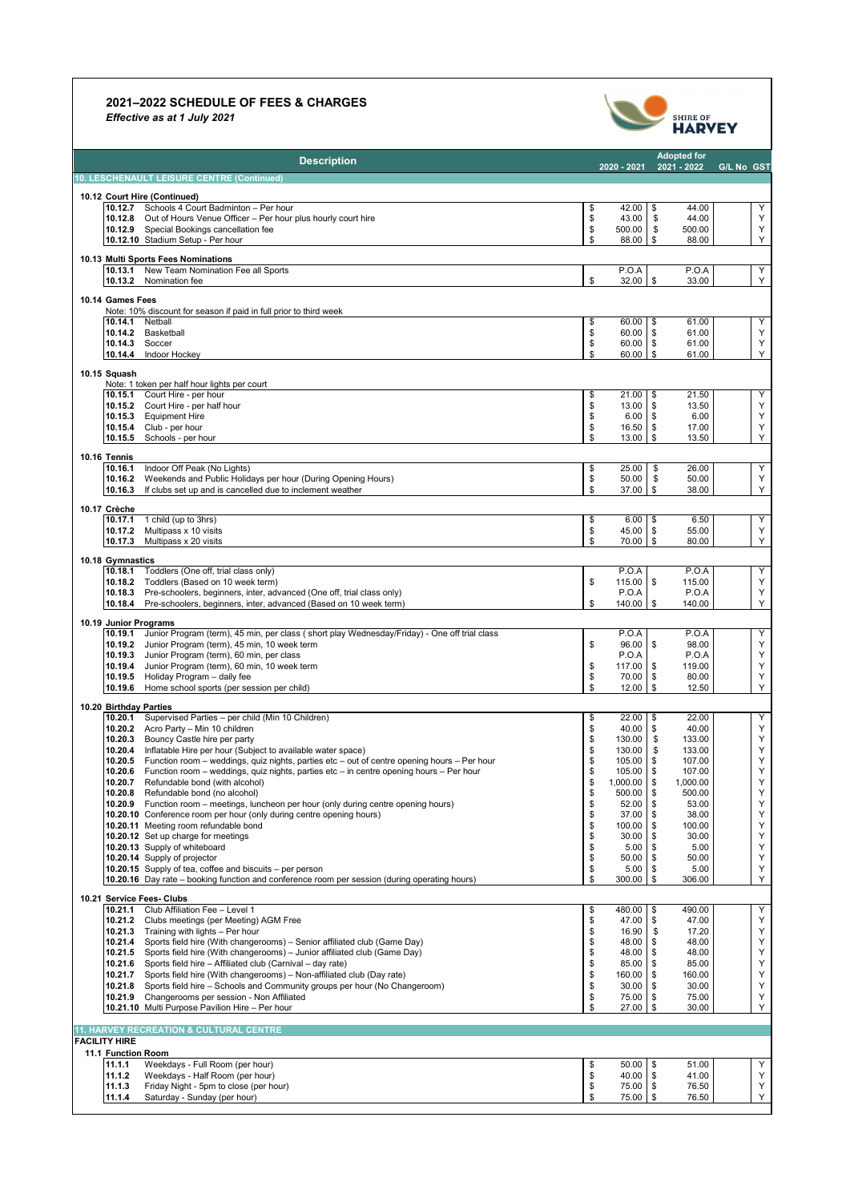## 2021–2022 SCHEDULE OF FEES & CHARGES

*Effective as at 1 July 2021*

| | Description | 2020 - 2021 | Adopted for 2021 - 2022 | G/L No | GST |
|---|---|---|---|---|---|
| **10. LESCHENAULT LEISURE CENTRE (Continued)** | | | | | |
| **10.12 Court Hire (Continued)** | | | | | |
| 10.12.7 | Schools 4 Court Badminton – Per hour | $ 42.00 | $ 44.00 | | Y |
| 10.12.8 | Out of Hours Venue Officer – Per hour plus hourly court hire | $ 43.00 | $ 44.00 | | Y |
| 10.12.9 | Special Bookings cancellation fee | $ 500.00 | $ 500.00 | | Y |
| 10.12.10 | Stadium Setup - Per hour | $ 88.00 | $ 88.00 | | Y |
| **10.13 Multi Sports Fees Nominations** | | | | | |
| 10.13.1 | New Team Nomination Fee all Sports | P.O.A | P.O.A | | Y |
| 10.13.2 | Nomination fee | $ 32.00 | $ 33.00 | | Y |
| **10.14 Games Fees** | | | | | |
| | Note: 10% discount for season if paid in full prior to third week | | | | |
| 10.14.1 | Netball | $ 60.00 | $ 61.00 | | Y |
| 10.14.2 | Basketball | $ 60.00 | $ 61.00 | | Y |
| 10.14.3 | Soccer | $ 60.00 | $ 61.00 | | Y |
| 10.14.4 | Indoor Hockey | $ 60.00 | $ 61.00 | | Y |
| **10.15 Squash** | | | | | |
| | Note: 1 token per half hour lights per court | | | | |
| 10.15.1 | Court Hire - per hour | $ 21.00 | $ 21.50 | | Y |
| 10.15.2 | Court Hire - per half hour | $ 13.00 | $ 13.50 | | Y |
| 10.15.3 | Equipment Hire | $ 6.00 | $ 6.00 | | Y |
| 10.15.4 | Club - per hour | $ 16.50 | $ 17.00 | | Y |
| 10.15.5 | Schools - per hour | $ 13.00 | $ 13.50 | | Y |
| **10.16 Tennis** | | | | | |
| 10.16.1 | Indoor Off Peak (No Lights) | $ 25.00 | $ 26.00 | | Y |
| 10.16.2 | Weekends and Public Holidays per hour (During Opening Hours) | $ 50.00 | $ 50.00 | | Y |
| 10.16.3 | If clubs set up and is cancelled due to inclement weather | $ 37.00 | $ 38.00 | | Y |
| **10.17 Crèche** | | | | | |
| 10.17.1 | 1 child (up to 3hrs) | $ 6.00 | $ 6.50 | | Y |
| 10.17.2 | Multipass x 10 visits | $ 45.00 | $ 55.00 | | Y |
| 10.17.3 | Multipass x 20 visits | $ 70.00 | $ 80.00 | | Y |
| **10.18 Gymnastics** | | | | | |
| 10.18.1 | Toddlers (One off, trial class only) | P.O.A | P.O.A | | Y |
| 10.18.2 | Toddlers (Based on 10 week term) | $ 115.00 | $ 115.00 | | Y |
| 10.18.3 | Pre-schoolers, beginners, inter, advanced (One off, trial class only) | P.O.A | P.O.A | | Y |
| 10.18.4 | Pre-schoolers, beginners, inter, advanced (Based on 10 week term) | $ 140.00 | $ 140.00 | | Y |
| **10.19 Junior Programs** | | | | | |
| 10.19.1 | Junior Program (term), 45 min, per class ( short play Wednesday/Friday) - One off trial class | P.O.A | P.O.A | | Y |
| 10.19.2 | Junior Program (term), 45 min, 10 week term | $ 96.00 | $ 98.00 | | Y |
| 10.19.3 | Junior Program (term), 60 min, per class | P.O.A | P.O.A | | Y |
| 10.19.4 | Junior Program (term), 60 min, 10 week term | $ 117.00 | $ 119.00 | | Y |
| 10.19.5 | Holiday Program – daily fee | $ 70.00 | $ 80.00 | | Y |
| 10.19.6 | Home school sports (per session per child) | $ 12.00 | $ 12.50 | | Y |
| **10.20 Birthday Parties** | | | | | |
| 10.20.1 | Supervised Parties – per child (Min 10 Children) | $ 22.00 | $ 22.00 | | Y |
| 10.20.2 | Acro Party – Min 10 children | $ 40.00 | $ 40.00 | | Y |
| 10.20.3 | Bouncy Castle hire per party | $ 130.00 | $ 133.00 | | Y |
| 10.20.4 | Inflatable Hire per hour (Subject to available water space) | $ 130.00 | $ 133.00 | | Y |
| 10.20.5 | Function room – weddings, quiz nights, parties etc – out of centre opening hours – Per hour | $ 105.00 | $ 107.00 | | Y |
| 10.20.6 | Function room – weddings, quiz nights, parties etc – in centre opening hours – Per hour | $ 105.00 | $ 107.00 | | Y |
| 10.20.7 | Refundable bond (with alcohol) | $ 1,000.00 | $ 1,000.00 | | Y |
| 10.20.8 | Refundable bond (no alcohol) | $ 500.00 | $ 500.00 | | Y |
| 10.20.9 | Function room – meetings, luncheon per hour (only during centre opening hours) | $ 52.00 | $ 53.00 | | Y |
| 10.20.10 | Conference room per hour (only during centre opening hours) | $ 37.00 | $ 38.00 | | Y |
| 10.20.11 | Meeting room refundable bond | $ 100.00 | $ 100.00 | | Y |
| 10.20.12 | Set up charge for meetings | $ 30.00 | $ 30.00 | | Y |
| 10.20.13 | Supply of whiteboard | $ 5.00 | $ 5.00 | | Y |
| 10.20.14 | Supply of projector | $ 50.00 | $ 50.00 | | Y |
| 10.20.15 | Supply of tea, coffee and biscuits – per person | $ 5.00 | $ 5.00 | | Y |
| 10.20.16 | Day rate – booking function and conference room per session (during operating hours) | $ 300.00 | $ 306.00 | | Y |
| **10.21 Service Fees- Clubs** | | | | | |
| 10.21.1 | Club Affiliation Fee – Level 1 | $ 480.00 | $ 490.00 | | Y |
| 10.21.2 | Clubs meetings (per Meeting) AGM Free | $ 47.00 | $ 47.00 | | Y |
| 10.21.3 | Training with lights – Per hour | $ 16.90 | $ 17.20 | | Y |
| 10.21.4 | Sports field hire (With changerooms) – Senior affiliated club (Game Day) | $ 48.00 | $ 48.00 | | Y |
| 10.21.5 | Sports field hire (With changerooms) – Junior affiliated club (Game Day) | $ 48.00 | $ 48.00 | | Y |
| 10.21.6 | Sports field hire – Affiliated club (Carnival – day rate) | $ 85.00 | $ 85.00 | | Y |
| 10.21.7 | Sports field hire (With changerooms) – Non-affiliated club (Day rate) | $ 160.00 | $ 160.00 | | Y |
| 10.21.8 | Sports field hire – Schools and Community groups per hour (No Changeroom) | $ 30.00 | $ 30.00 | | Y |
| 10.21.9 | Changerooms per session - Non Affiliated | $ 75.00 | $ 75.00 | | Y |
| 10.21.10 | Multi Purpose Pavilion Hire – Per hour | $ 27.00 | $ 30.00 | | Y |
| **11. HARVEY RECREATION & CULTURAL CENTRE** | | | | | |
| **FACILITY HIRE** | | | | | |
| **11.1 Function Room** | | | | | |
| 11.1.1 | Weekdays - Full Room (per hour) | $ 50.00 | $ 51.00 | | Y |
| 11.1.2 | Weekdays - Half Room (per hour) | $ 40.00 | $ 41.00 | | Y |
| 11.1.3 | Friday Night - 5pm to close (per hour) | $ 75.00 | $ 76.50 | | Y |
| 11.1.4 | Saturday - Sunday (per hour) | $ 75.00 | $ 76.50 | | Y |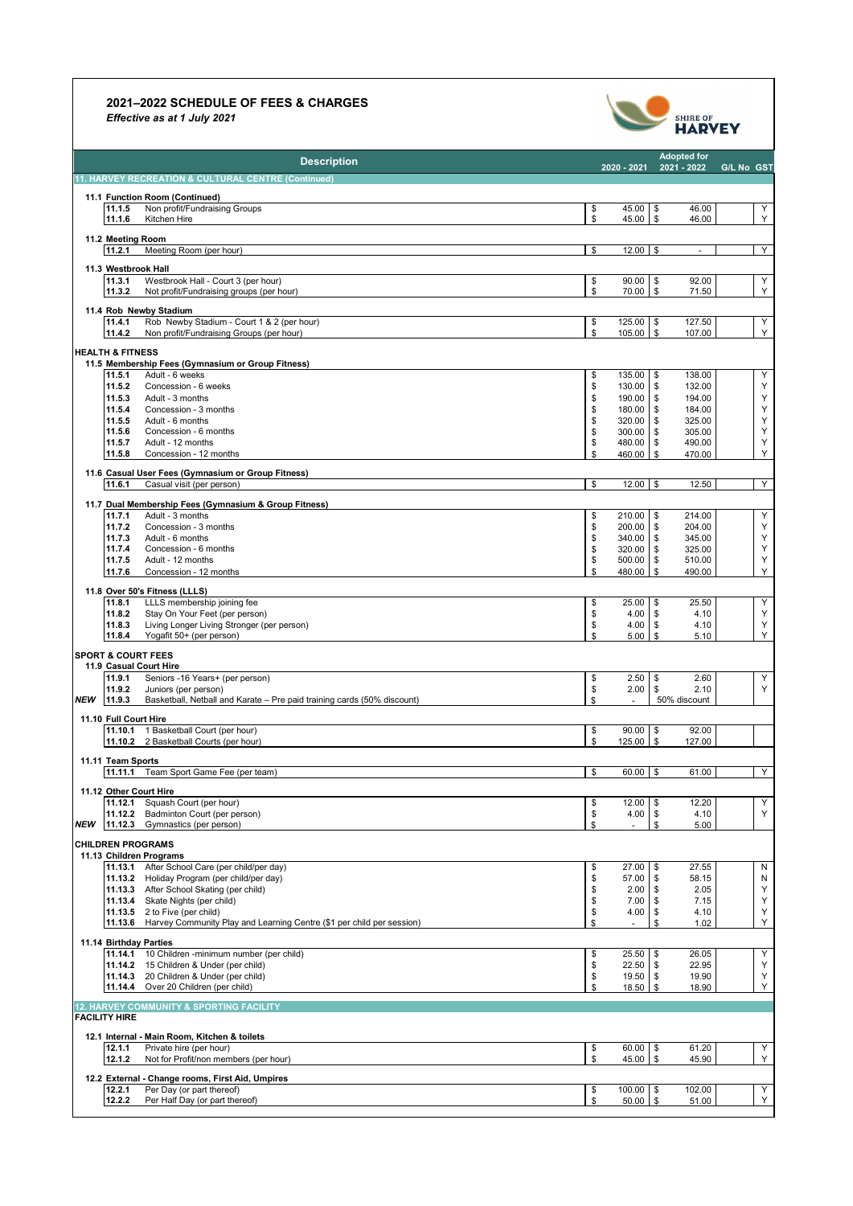## 2021–2022 SCHEDULE OF FEES & CHARGES

*Effective as at 1 July 2021*

| | Description | 2020 - 2021 | Adopted for 2021 - 2022 | G/L No | GST |
|---|---|---|---|---|---|
| | **11. HARVEY RECREATION & CULTURAL CENTRE (Continued)** | | | | |
| | **11.1 Function Room (Continued)** | | | | |
| | **11.1.5** Non profit/Fundraising Groups | $ 45.00 | $ 46.00 | | Y |
| | **11.1.6** Kitchen Hire | $ 45.00 | $ 46.00 | | Y |
| | **11.2 Meeting Room** | | | | |
| | **11.2.1** Meeting Room (per hour) | $ 12.00 | $ - | | Y |
| | **11.3 Westbrook Hall** | | | | |
| | **11.3.1** Westbrook Hall - Court 3 (per hour) | $ 90.00 | $ 92.00 | | Y |
| | **11.3.2** Not profit/Fundraising groups (per hour) | $ 70.00 | $ 71.50 | | Y |
| | **11.4 Rob Newby Stadium** | | | | |
| | **11.4.1** Rob Newby Stadium - Court 1 & 2 (per hour) | $ 125.00 | $ 127.50 | | Y |
| | **11.4.2** Non profit/Fundraising Groups (per hour) | $ 105.00 | $ 107.00 | | Y |
| | **HEALTH & FITNESS** | | | | |
| | **11.5 Membership Fees (Gymnasium or Group Fitness)** | | | | |
| | **11.5.1** Adult - 6 weeks | $ 135.00 | $ 138.00 | | Y |
| | **11.5.2** Concession - 6 weeks | $ 130.00 | $ 132.00 | | Y |
| | **11.5.3** Adult - 3 months | $ 190.00 | $ 194.00 | | Y |
| | **11.5.4** Concession - 3 months | $ 180.00 | $ 184.00 | | Y |
| | **11.5.5** Adult - 6 months | $ 320.00 | $ 325.00 | | Y |
| | **11.5.6** Concession - 6 months | $ 300.00 | $ 305.00 | | Y |
| | **11.5.7** Adult - 12 months | $ 480.00 | $ 490.00 | | Y |
| | **11.5.8** Concession - 12 months | $ 460.00 | $ 470.00 | | Y |
| | **11.6 Casual User Fees (Gymnasium or Group Fitness)** | | | | |
| | **11.6.1** Casual visit (per person) | $ 12.00 | $ 12.50 | | Y |
| | **11.7 Dual Membership Fees (Gymnasium & Group Fitness)** | | | | |
| | **11.7.1** Adult - 3 months | $ 210.00 | $ 214.00 | | Y |
| | **11.7.2** Concession - 3 months | $ 200.00 | $ 204.00 | | Y |
| | **11.7.3** Adult - 6 months | $ 340.00 | $ 345.00 | | Y |
| | **11.7.4** Concession - 6 months | $ 320.00 | $ 325.00 | | Y |
| | **11.7.5** Adult - 12 months | $ 500.00 | $ 510.00 | | Y |
| | **11.7.6** Concession - 12 months | $ 480.00 | $ 490.00 | | Y |
| | **11.8 Over 50's Fitness (LLLS)** | | | | |
| | **11.8.1** LLLS membership joining fee | $ 25.00 | $ 25.50 | | Y |
| | **11.8.2** Stay On Your Feet (per person) | $ 4.00 | $ 4.10 | | Y |
| | **11.8.3** Living Longer Living Stronger (per person) | $ 4.00 | $ 4.10 | | Y |
| | **11.8.4** Yogafit 50+ (per person) | $ 5.00 | $ 5.10 | | Y |
| | **SPORT & COURT FEES** | | | | |
| | **11.9 Casual Court Hire** | | | | |
| | **11.9.1** Seniors -16 Years+ (per person) | $ 2.50 | $ 2.60 | | Y |
| | **11.9.2** Juniors (per person) | $ 2.00 | $ 2.10 | | Y |
| ***NEW*** | **11.9.3** Basketball, Netball and Karate – Pre paid training cards (50% discount) | $ - | 50% discount | | |
| | **11.10 Full Court Hire** | | | | |
| | **11.10.1** 1 Basketball Court (per hour) | $ 90.00 | $ 92.00 | | |
| | **11.10.2** 2 Basketball Courts (per hour) | $ 125.00 | $ 127.00 | | |
| | **11.11 Team Sports** | | | | |
| | **11.11.1** Team Sport Game Fee (per team) | $ 60.00 | $ 61.00 | | Y |
| | **11.12 Other Court Hire** | | | | |
| | **11.12.1** Squash Court (per hour) | $ 12.00 | $ 12.20 | | Y |
| | **11.12.2** Badminton Court (per person) | $ 4.00 | $ 4.10 | | Y |
| ***NEW*** | **11.12.3** Gymnastics (per person) | $ - | $ 5.00 | | |
| | **CHILDREN PROGRAMS** | | | | |
| | **11.13 Children Programs** | | | | |
| | **11.13.1** After School Care (per child/per day) | $ 27.00 | $ 27.55 | | N |
| | **11.13.2** Holiday Program (per child/per day) | $ 57.00 | $ 58.15 | | N |
| | **11.13.3** After School Skating (per child) | $ 2.00 | $ 2.05 | | Y |
| | **11.13.4** Skate Nights (per child) | $ 7.00 | $ 7.15 | | Y |
| | **11.13.5** 2 to Five (per child) | $ 4.00 | $ 4.10 | | Y |
| | **11.13.6** Harvey Community Play and Learning Centre ($1 per child per session) | $ - | $ 1.02 | | Y |
| | **11.14 Birthday Parties** | | | | |
| | **11.14.1** 10 Children -minimum number (per child) | $ 25.50 | $ 26.05 | | Y |
| | **11.14.2** 15 Children & Under (per child) | $ 22.50 | $ 22.95 | | Y |
| | **11.14.3** 20 Children & Under (per child) | $ 19.50 | $ 19.90 | | Y |
| | **11.14.4** Over 20 Children (per child) | $ 18.50 | $ 18.90 | | Y |
| | **12. HARVEY COMMUNITY & SPORTING FACILITY** | | | | |
| | **FACILITY HIRE** | | | | |
| | **12.1 Internal - Main Room, Kitchen & toilets** | | | | |
| | **12.1.1** Private hire (per hour) | $ 60.00 | $ 61.20 | | Y |
| | **12.1.2** Not for Profit/non members (per hour) | $ 45.00 | $ 45.90 | | Y |
| | **12.2 External - Change rooms, First Aid, Umpires** | | | | |
| | **12.2.1** Per Day (or part thereof) | $ 100.00 | $ 102.00 | | Y |
| | **12.2.2** Per Half Day (or part thereof) | $ 50.00 | $ 51.00 | | Y |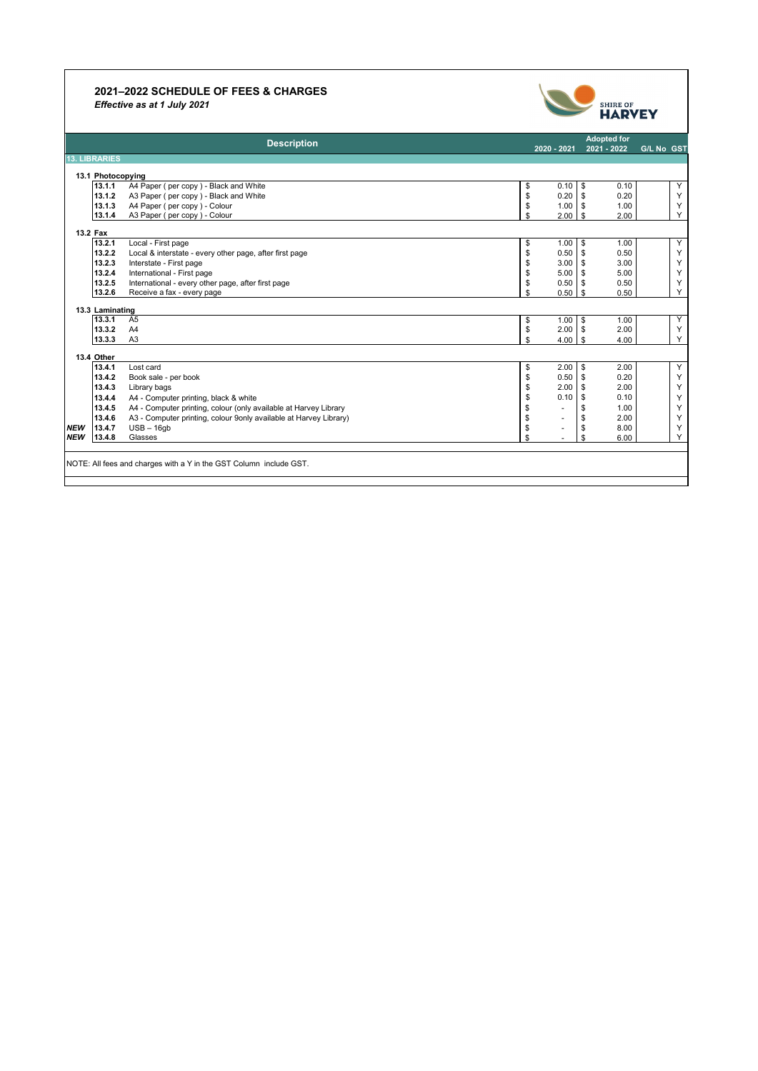# 2021–2022 SCHEDULE OF FEES & CHARGES

*Effective as at 1 July 2021*

| | | Description | 2020 - 2021 | Adopted for 2021 - 2022 | G/L No | GST |
|---|---|---|---|---|---|---|
| **13. LIBRARIES** | | | | | | |
| **13.1 Photocopying** | | | | | | |
| | **13.1.1** | A4 Paper ( per copy ) - Black and White | $ 0.10 | $ 0.10 | | Y |
| | **13.1.2** | A3 Paper ( per copy ) - Black and White | $ 0.20 | $ 0.20 | | Y |
| | **13.1.3** | A4 Paper ( per copy ) - Colour | $ 1.00 | $ 1.00 | | Y |
| | **13.1.4** | A3 Paper ( per copy ) - Colour | $ 2.00 | $ 2.00 | | Y |
| **13.2 Fax** | | | | | | |
| | **13.2.1** | Local - First page | $ 1.00 | $ 1.00 | | Y |
| | **13.2.2** | Local & interstate - every other page, after first page | $ 0.50 | $ 0.50 | | Y |
| | **13.2.3** | Interstate - First page | $ 3.00 | $ 3.00 | | Y |
| | **13.2.4** | International - First page | $ 5.00 | $ 5.00 | | Y |
| | **13.2.5** | International - every other page, after first page | $ 0.50 | $ 0.50 | | Y |
| | **13.2.6** | Receive a fax - every page | $ 0.50 | $ 0.50 | | Y |
| **13.3 Laminating** | | | | | | |
| | **13.3.1** | A5 | $ 1.00 | $ 1.00 | | Y |
| | **13.3.2** | A4 | $ 2.00 | $ 2.00 | | Y |
| | **13.3.3** | A3 | $ 4.00 | $ 4.00 | | Y |
| **13.4 Other** | | | | | | |
| | **13.4.1** | Lost card | $ 2.00 | $ 2.00 | | Y |
| | **13.4.2** | Book sale - per book | $ 0.50 | $ 0.20 | | Y |
| | **13.4.3** | Library bags | $ 2.00 | $ 2.00 | | Y |
| | **13.4.4** | A4 - Computer printing, black & white | $ 0.10 | $ 0.10 | | Y |
| | **13.4.5** | A4 - Computer printing, colour (only available at Harvey Library | $ - | $ 1.00 | | Y |
| | **13.4.6** | A3 - Computer printing, colour 9only available at Harvey Library) | $ - | $ 2.00 | | Y |
| ***NEW*** | **13.4.7** | USB – 16gb | $ - | $ 8.00 | | Y |
| ***NEW*** | **13.4.8** | Glasses | $ - | $ 6.00 | | Y |

NOTE: All fees and charges with a Y in the GST Column include GST.